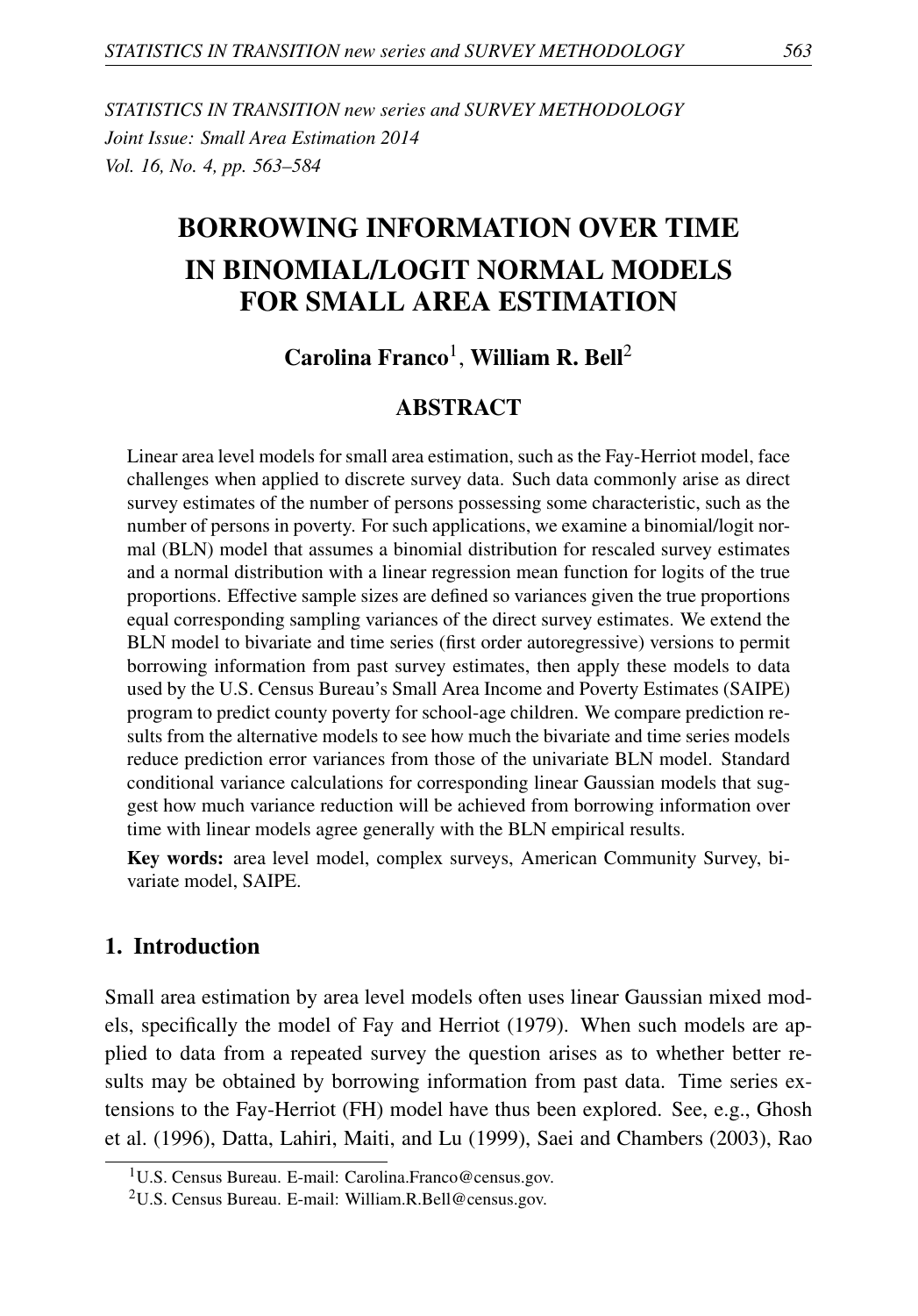*STATISTICS IN TRANSITION new series and SURVEY METHODOLOGY*
*Joint Issue: Small Area Estimation 2014*
*Vol. 16, No. 4, pp. 563–584*

# BORROWING INFORMATION OVER TIME IN BINOMIAL/LOGIT NORMAL MODELS FOR SMALL AREA ESTIMATION

**Carolina Franco**[1], **William R. Bell**[2]

## ABSTRACT

Linear area level models for small area estimation, such as the Fay-Herriot model, face challenges when applied to discrete survey data. Such data commonly arise as direct survey estimates of the number of persons possessing some characteristic, such as the number of persons in poverty. For such applications, we examine a binomial/logit normal (BLN) model that assumes a binomial distribution for rescaled survey estimates and a normal distribution with a linear regression mean function for logits of the true proportions. Effective sample sizes are defined so variances given the true proportions equal corresponding sampling variances of the direct survey estimates. We extend the BLN model to bivariate and time series (first order autoregressive) versions to permit borrowing information from past survey estimates, then apply these models to data used by the U.S. Census Bureau's Small Area Income and Poverty Estimates (SAIPE) program to predict county poverty for school-age children. We compare prediction results from the alternative models to see how much the bivariate and time series models reduce prediction error variances from those of the univariate BLN model. Standard conditional variance calculations for corresponding linear Gaussian models that suggest how much variance reduction will be achieved from borrowing information over time with linear models agree generally with the BLN empirical results.

**Key words:** area level model, complex surveys, American Community Survey, bivariate model, SAIPE.

## 1. Introduction

Small area estimation by area level models often uses linear Gaussian mixed models, specifically the model of Fay and Herriot (1979). When such models are applied to data from a repeated survey the question arises as to whether better results may be obtained by borrowing information from past data. Time series extensions to the Fay-Herriot (FH) model have thus been explored. See, e.g., Ghosh et al. (1996), Datta, Lahiri, Maiti, and Lu (1999), Saei and Chambers (2003), Rao

[1]U.S. Census Bureau. E-mail: Carolina.Franco@census.gov.

[2]U.S. Census Bureau. E-mail: William.R.Bell@census.gov.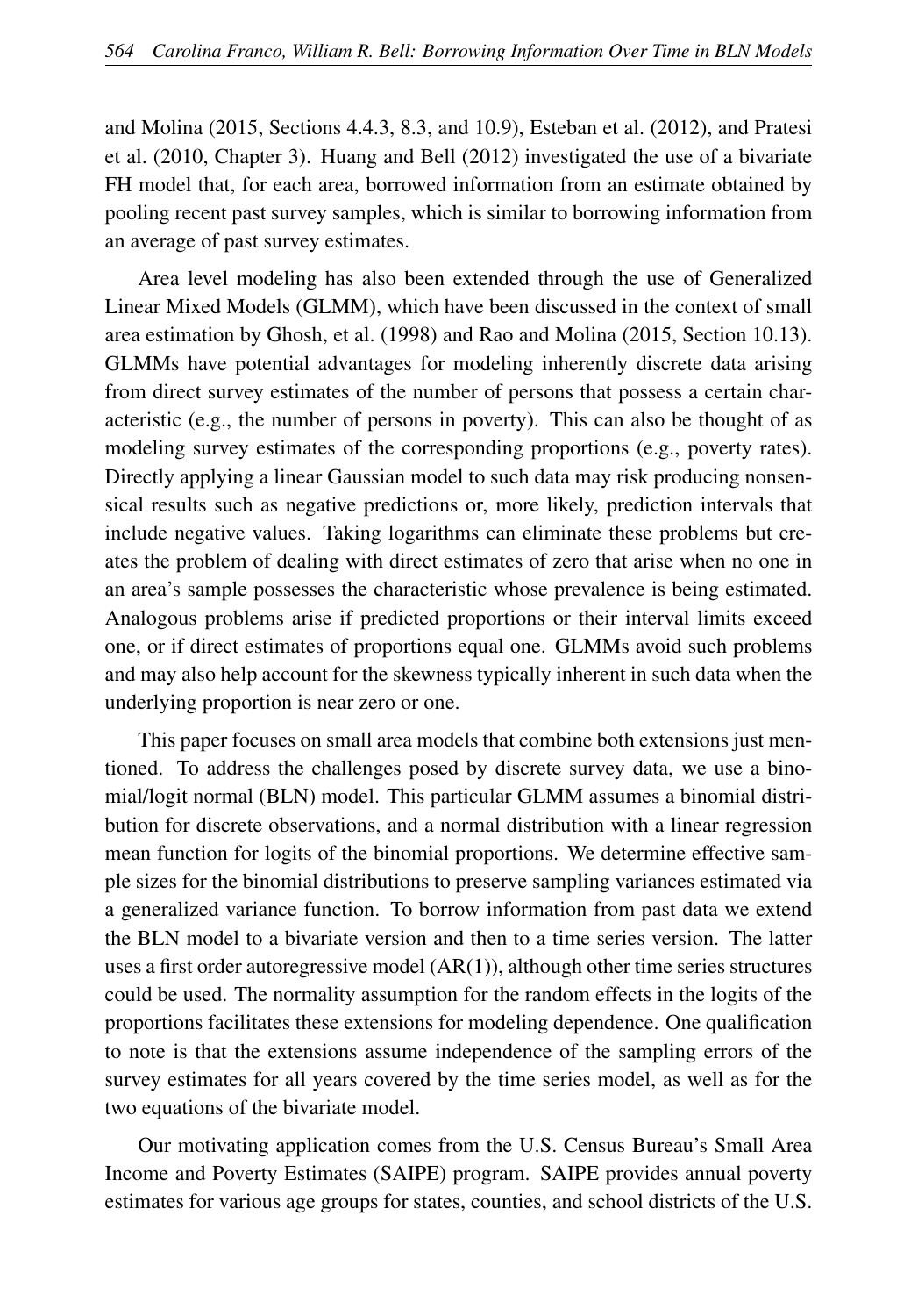and Molina (2015, Sections 4.4.3, 8.3, and 10.9), Esteban et al. (2012), and Pratesi et al. (2010, Chapter 3). Huang and Bell (2012) investigated the use of a bivariate FH model that, for each area, borrowed information from an estimate obtained by pooling recent past survey samples, which is similar to borrowing information from an average of past survey estimates.

Area level modeling has also been extended through the use of Generalized Linear Mixed Models (GLMM), which have been discussed in the context of small area estimation by Ghosh, et al. (1998) and Rao and Molina (2015, Section 10.13). GLMMs have potential advantages for modeling inherently discrete data arising from direct survey estimates of the number of persons that possess a certain characteristic (e.g., the number of persons in poverty). This can also be thought of as modeling survey estimates of the corresponding proportions (e.g., poverty rates). Directly applying a linear Gaussian model to such data may risk producing nonsensical results such as negative predictions or, more likely, prediction intervals that include negative values. Taking logarithms can eliminate these problems but creates the problem of dealing with direct estimates of zero that arise when no one in an area's sample possesses the characteristic whose prevalence is being estimated. Analogous problems arise if predicted proportions or their interval limits exceed one, or if direct estimates of proportions equal one. GLMMs avoid such problems and may also help account for the skewness typically inherent in such data when the underlying proportion is near zero or one.

This paper focuses on small area models that combine both extensions just mentioned. To address the challenges posed by discrete survey data, we use a binomial/logit normal (BLN) model. This particular GLMM assumes a binomial distribution for discrete observations, and a normal distribution with a linear regression mean function for logits of the binomial proportions. We determine effective sample sizes for the binomial distributions to preserve sampling variances estimated via a generalized variance function. To borrow information from past data we extend the BLN model to a bivariate version and then to a time series version. The latter uses a first order autoregressive model (AR(1)), although other time series structures could be used. The normality assumption for the random effects in the logits of the proportions facilitates these extensions for modeling dependence. One qualification to note is that the extensions assume independence of the sampling errors of the survey estimates for all years covered by the time series model, as well as for the two equations of the bivariate model.

Our motivating application comes from the U.S. Census Bureau's Small Area Income and Poverty Estimates (SAIPE) program. SAIPE provides annual poverty estimates for various age groups for states, counties, and school districts of the U.S.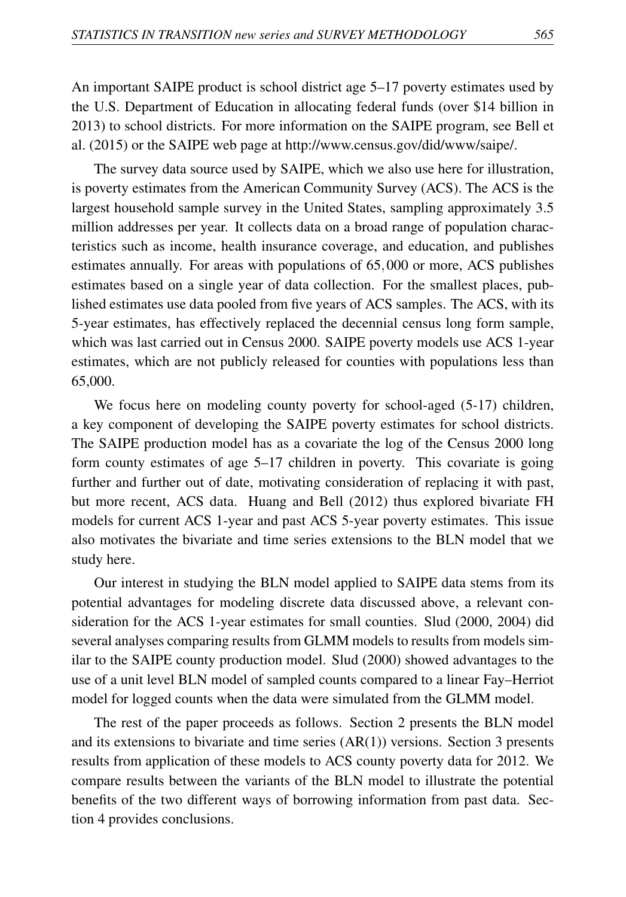An important SAIPE product is school district age 5–17 poverty estimates used by the U.S. Department of Education in allocating federal funds (over \$14 billion in 2013) to school districts. For more information on the SAIPE program, see Bell et al. (2015) or the SAIPE web page at http://www.census.gov/did/www/saipe/.

The survey data source used by SAIPE, which we also use here for illustration, is poverty estimates from the American Community Survey (ACS). The ACS is the largest household sample survey in the United States, sampling approximately 3.5 million addresses per year. It collects data on a broad range of population characteristics such as income, health insurance coverage, and education, and publishes estimates annually. For areas with populations of $65,000$ or more, ACS publishes estimates based on a single year of data collection. For the smallest places, published estimates use data pooled from five years of ACS samples. The ACS, with its 5-year estimates, has effectively replaced the decennial census long form sample, which was last carried out in Census 2000. SAIPE poverty models use ACS 1-year estimates, which are not publicly released for counties with populations less than 65,000.

We focus here on modeling county poverty for school-aged (5-17) children, a key component of developing the SAIPE poverty estimates for school districts. The SAIPE production model has as a covariate the log of the Census 2000 long form county estimates of age 5–17 children in poverty. This covariate is going further and further out of date, motivating consideration of replacing it with past, but more recent, ACS data. Huang and Bell (2012) thus explored bivariate FH models for current ACS 1-year and past ACS 5-year poverty estimates. This issue also motivates the bivariate and time series extensions to the BLN model that we study here.

Our interest in studying the BLN model applied to SAIPE data stems from its potential advantages for modeling discrete data discussed above, a relevant consideration for the ACS 1-year estimates for small counties. Slud (2000, 2004) did several analyses comparing results from GLMM models to results from models similar to the SAIPE county production model. Slud (2000) showed advantages to the use of a unit level BLN model of sampled counts compared to a linear Fay–Herriot model for logged counts when the data were simulated from the GLMM model.

The rest of the paper proceeds as follows. Section 2 presents the BLN model and its extensions to bivariate and time series (AR(1)) versions. Section 3 presents results from application of these models to ACS county poverty data for 2012. We compare results between the variants of the BLN model to illustrate the potential benefits of the two different ways of borrowing information from past data. Section 4 provides conclusions.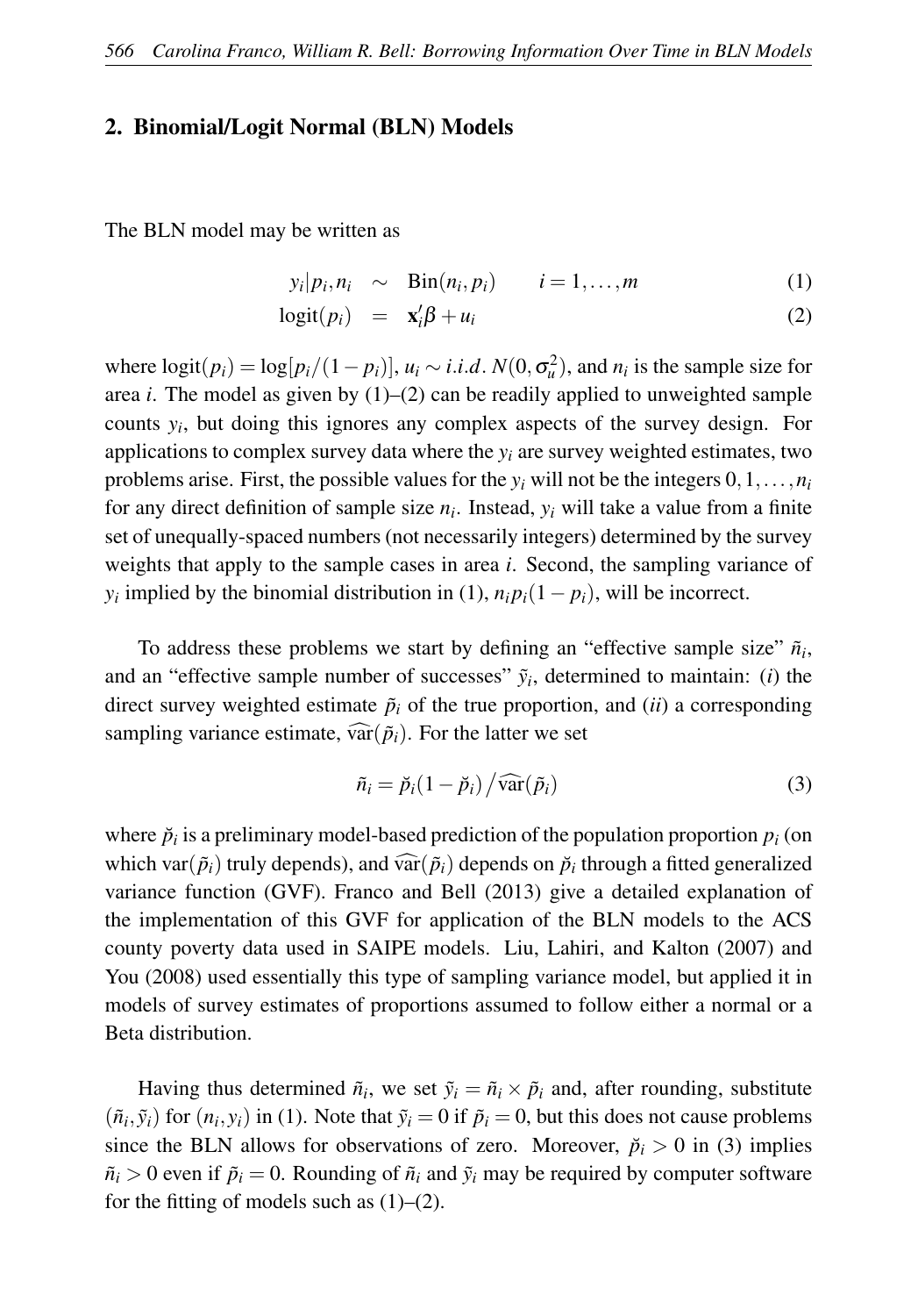## 2. Binomial/Logit Normal (BLN) Models

The BLN model may be written as

$$
\begin{aligned}
y_i | p_i, n_i &\sim \text{Bin}(n_i, p_i) \qquad i = 1, \ldots, m \qquad (1) \\
\text{logit}(p_i) &= \mathbf{x}_i' \beta + u_i \qquad (2)
\end{aligned}
$$

where $\text{logit}(p_i) = \log[p_i/(1-p_i)]$, $u_i \sim i.i.d.\ N(0, \sigma_u^2)$, and $n_i$ is the sample size for area $i$. The model as given by (1)–(2) can be readily applied to unweighted sample counts $y_i$, but doing this ignores any complex aspects of the survey design. For applications to complex survey data where the $y_i$ are survey weighted estimates, two problems arise. First, the possible values for the $y_i$ will not be the integers $0, 1, \ldots, n_i$ for any direct definition of sample size $n_i$. Instead, $y_i$ will take a value from a finite set of unequally-spaced numbers (not necessarily integers) determined by the survey weights that apply to the sample cases in area $i$. Second, the sampling variance of $y_i$ implied by the binomial distribution in (1), $n_i p_i(1-p_i)$, will be incorrect.

To address these problems we start by defining an "effective sample size" $\tilde{n}_i$, and an "effective sample number of successes" $\tilde{y}_i$, determined to maintain: (*i*) the direct survey weighted estimate $\tilde{p}_i$ of the true proportion, and (*ii*) a corresponding sampling variance estimate, $\widehat{\text{var}}(\tilde{p}_i)$. For the latter we set

$$
\tilde{n}_i = \check{p}_i(1-\check{p}_i) \big/ \widehat{\text{var}}(\tilde{p}_i) \qquad (3)
$$

where $\check{p}_i$ is a preliminary model-based prediction of the population proportion $p_i$ (on which $\text{var}(\tilde{p}_i)$ truly depends), and $\widehat{\text{var}}(\tilde{p}_i)$ depends on $\check{p}_i$ through a fitted generalized variance function (GVF). Franco and Bell (2013) give a detailed explanation of the implementation of this GVF for application of the BLN models to the ACS county poverty data used in SAIPE models. Liu, Lahiri, and Kalton (2007) and You (2008) used essentially this type of sampling variance model, but applied it in models of survey estimates of proportions assumed to follow either a normal or a Beta distribution.

Having thus determined $\tilde{n}_i$, we set $\tilde{y}_i = \tilde{n}_i \times \tilde{p}_i$ and, after rounding, substitute $(\tilde{n}_i, \tilde{y}_i)$ for $(n_i, y_i)$ in (1). Note that $\tilde{y}_i = 0$ if $\tilde{p}_i = 0$, but this does not cause problems since the BLN allows for observations of zero. Moreover, $\check{p}_i > 0$ in (3) implies $\tilde{n}_i > 0$ even if $\tilde{p}_i = 0$. Rounding of $\tilde{n}_i$ and $\tilde{y}_i$ may be required by computer software for the fitting of models such as (1)–(2).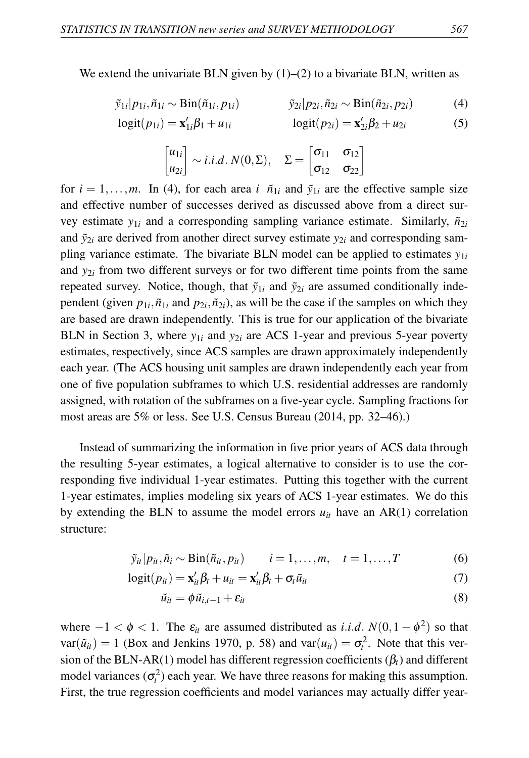We extend the univariate BLN given by (1)–(2) to a bivariate BLN, written as

$$\tilde{y}_{1i}|p_{1i},\tilde{n}_{1i} \sim \text{Bin}(\tilde{n}_{1i},p_{1i}) \qquad \tilde{y}_{2i}|p_{2i},\tilde{n}_{2i} \sim \text{Bin}(\tilde{n}_{2i},p_{2i}) \tag{4}$$

$$\text{logit}(p_{1i}) = \mathbf{x}_{1i}'\beta_1 + u_{1i} \qquad \text{logit}(p_{2i}) = \mathbf{x}_{2i}'\beta_2 + u_{2i} \tag{5}$$

$$\begin{bmatrix} u_{1i} \\ u_{2i} \end{bmatrix} \sim i.i.d.\ N(0,\Sigma), \quad \Sigma = \begin{bmatrix} \sigma_{11} & \sigma_{12} \\ \sigma_{12} & \sigma_{22} \end{bmatrix}$$

for $i = 1,\ldots,m$. In (4), for each area $i$ $\tilde{n}_{1i}$ and $\tilde{y}_{1i}$ are the effective sample size and effective number of successes derived as discussed above from a direct survey estimate $y_{1i}$ and a corresponding sampling variance estimate. Similarly, $\tilde{n}_{2i}$ and $\tilde{y}_{2i}$ are derived from another direct survey estimate $y_{2i}$ and corresponding sampling variance estimate. The bivariate BLN model can be applied to estimates $y_{1i}$ and $y_{2i}$ from two different surveys or for two different time points from the same repeated survey. Notice, though, that $\tilde{y}_{1i}$ and $\tilde{y}_{2i}$ are assumed conditionally independent (given $p_{1i},\tilde{n}_{1i}$ and $p_{2i},\tilde{n}_{2i}$), as will be the case if the samples on which they are based are drawn independently. This is true for our application of the bivariate BLN in Section 3, where $y_{1i}$ and $y_{2i}$ are ACS 1-year and previous 5-year poverty estimates, respectively, since ACS samples are drawn approximately independently each year. (The ACS housing unit samples are drawn independently each year from one of five population subframes to which U.S. residential addresses are randomly assigned, with rotation of the subframes on a five-year cycle. Sampling fractions for most areas are 5% or less. See U.S. Census Bureau (2014, pp. 32–46).)

Instead of summarizing the information in five prior years of ACS data through the resulting 5-year estimates, a logical alternative to consider is to use the corresponding five individual 1-year estimates. Putting this together with the current 1-year estimates, implies modeling six years of ACS 1-year estimates. We do this by extending the BLN to assume the model errors $u_{it}$ have an AR(1) correlation structure:

$$\tilde{y}_{it}|p_{it},\tilde{n}_i \sim \text{Bin}(\tilde{n}_{it},p_{it}) \qquad i = 1,\ldots,m, \quad t = 1,\ldots,T \tag{6}$$

$$\text{logit}(p_{it}) = \mathbf{x}_{it}'\beta_t + u_{it} = \mathbf{x}_{it}'\beta_t + \sigma_t\tilde{u}_{it} \tag{7}$$

$$\tilde{u}_{it} = \phi\tilde{u}_{i,t-1} + \varepsilon_{it} \tag{8}$$

where $-1 < \phi < 1$. The $\varepsilon_{it}$ are assumed distributed as $i.i.d.\ N(0,1-\phi^2)$ so that $\text{var}(\tilde{u}_{it}) = 1$ (Box and Jenkins 1970, p. 58) and $\text{var}(u_{it}) = \sigma_t^2$. Note that this version of the BLN-AR(1) model has different regression coefficients ($\beta_t$) and different model variances ($\sigma_t^2$) each year. We have three reasons for making this assumption. First, the true regression coefficients and model variances may actually differ year-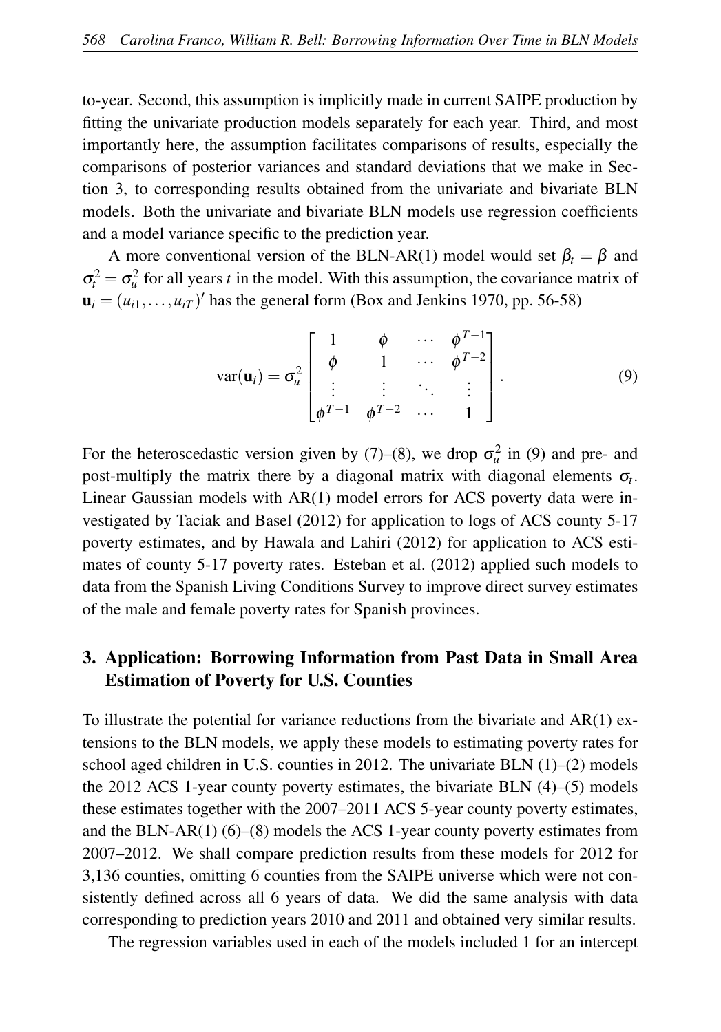to-year. Second, this assumption is implicitly made in current SAIPE production by fitting the univariate production models separately for each year. Third, and most importantly here, the assumption facilitates comparisons of results, especially the comparisons of posterior variances and standard deviations that we make in Section 3, to corresponding results obtained from the univariate and bivariate BLN models. Both the univariate and bivariate BLN models use regression coefficients and a model variance specific to the prediction year.

A more conventional version of the BLN-AR(1) model would set $\beta_t = \beta$ and $\sigma_t^2 = \sigma_u^2$ for all years $t$ in the model. With this assumption, the covariance matrix of $\mathbf{u}_i = (u_{i1}, \ldots, u_{iT})'$ has the general form (Box and Jenkins 1970, pp. 56-58)

$$\operatorname{var}(\mathbf{u}_i) = \sigma_u^2 \begin{bmatrix} 1 & \phi & \cdots & \phi^{T-1} \\ \phi & 1 & \cdots & \phi^{T-2} \\ \vdots & \vdots & \ddots & \vdots \\ \phi^{T-1} & \phi^{T-2} & \cdots & 1 \end{bmatrix}. \tag{9}$$

For the heteroscedastic version given by (7)–(8), we drop $\sigma_u^2$ in (9) and pre- and post-multiply the matrix there by a diagonal matrix with diagonal elements $\sigma_t$. Linear Gaussian models with AR(1) model errors for ACS poverty data were investigated by Taciak and Basel (2012) for application to logs of ACS county 5-17 poverty estimates, and by Hawala and Lahiri (2012) for application to ACS estimates of county 5-17 poverty rates. Esteban et al. (2012) applied such models to data from the Spanish Living Conditions Survey to improve direct survey estimates of the male and female poverty rates for Spanish provinces.

## 3. Application: Borrowing Information from Past Data in Small Area Estimation of Poverty for U.S. Counties

To illustrate the potential for variance reductions from the bivariate and AR(1) extensions to the BLN models, we apply these models to estimating poverty rates for school aged children in U.S. counties in 2012. The univariate BLN (1)–(2) models the 2012 ACS 1-year county poverty estimates, the bivariate BLN (4)–(5) models these estimates together with the 2007–2011 ACS 5-year county poverty estimates, and the BLN-AR(1) (6)–(8) models the ACS 1-year county poverty estimates from 2007–2012. We shall compare prediction results from these models for 2012 for 3,136 counties, omitting 6 counties from the SAIPE universe which were not consistently defined across all 6 years of data. We did the same analysis with data corresponding to prediction years 2010 and 2011 and obtained very similar results.

The regression variables used in each of the models included 1 for an intercept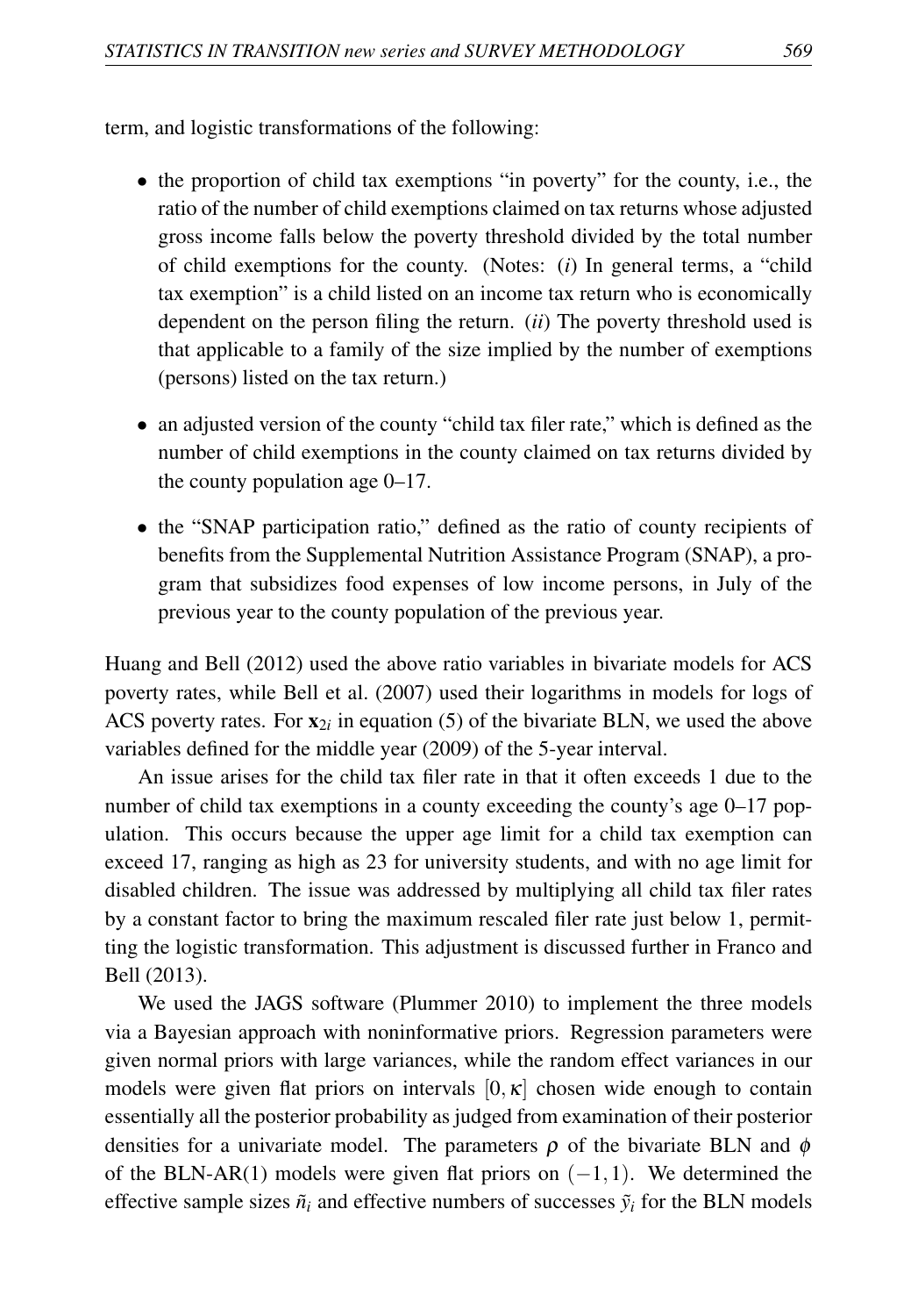term, and logistic transformations of the following:

- the proportion of child tax exemptions "in poverty" for the county, i.e., the ratio of the number of child exemptions claimed on tax returns whose adjusted gross income falls below the poverty threshold divided by the total number of child exemptions for the county. (Notes: (*i*) In general terms, a "child tax exemption" is a child listed on an income tax return who is economically dependent on the person filing the return. (*ii*) The poverty threshold used is that applicable to a family of the size implied by the number of exemptions (persons) listed on the tax return.)
- an adjusted version of the county "child tax filer rate," which is defined as the number of child exemptions in the county claimed on tax returns divided by the county population age 0–17.
- the "SNAP participation ratio," defined as the ratio of county recipients of benefits from the Supplemental Nutrition Assistance Program (SNAP), a program that subsidizes food expenses of low income persons, in July of the previous year to the county population of the previous year.

Huang and Bell (2012) used the above ratio variables in bivariate models for ACS poverty rates, while Bell et al. (2007) used their logarithms in models for logs of ACS poverty rates. For $\mathbf{x}_{2i}$ in equation (5) of the bivariate BLN, we used the above variables defined for the middle year (2009) of the 5-year interval.

An issue arises for the child tax filer rate in that it often exceeds 1 due to the number of child tax exemptions in a county exceeding the county's age 0–17 population. This occurs because the upper age limit for a child tax exemption can exceed 17, ranging as high as 23 for university students, and with no age limit for disabled children. The issue was addressed by multiplying all child tax filer rates by a constant factor to bring the maximum rescaled filer rate just below 1, permitting the logistic transformation. This adjustment is discussed further in Franco and Bell (2013).

We used the JAGS software (Plummer 2010) to implement the three models via a Bayesian approach with noninformative priors. Regression parameters were given normal priors with large variances, while the random effect variances in our models were given flat priors on intervals $[0, \kappa]$ chosen wide enough to contain essentially all the posterior probability as judged from examination of their posterior densities for a univariate model. The parameters $\rho$ of the bivariate BLN and $\phi$ of the BLN-AR(1) models were given flat priors on $(-1, 1)$. We determined the effective sample sizes $\tilde{n}_i$ and effective numbers of successes $\tilde{y}_i$ for the BLN models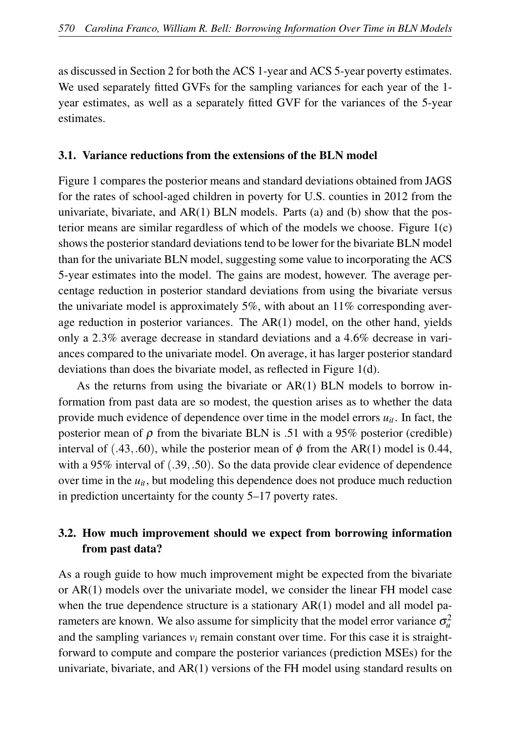as discussed in Section 2 for both the ACS 1-year and ACS 5-year poverty estimates. We used separately fitted GVFs for the sampling variances for each year of the 1-year estimates, as well as a separately fitted GVF for the variances of the 5-year estimates.

### 3.1. Variance reductions from the extensions of the BLN model

Figure 1 compares the posterior means and standard deviations obtained from JAGS for the rates of school-aged children in poverty for U.S. counties in 2012 from the univariate, bivariate, and AR(1) BLN models. Parts (a) and (b) show that the posterior means are similar regardless of which of the models we choose. Figure 1(c) shows the posterior standard deviations tend to be lower for the bivariate BLN model than for the univariate BLN model, suggesting some value to incorporating the ACS 5-year estimates into the model. The gains are modest, however. The average percentage reduction in posterior standard deviations from using the bivariate versus the univariate model is approximately 5%, with about an 11% corresponding average reduction in posterior variances. The AR(1) model, on the other hand, yields only a 2.3% average decrease in standard deviations and a 4.6% decrease in variances compared to the univariate model. On average, it has larger posterior standard deviations than does the bivariate model, as reflected in Figure 1(d).

As the returns from using the bivariate or AR(1) BLN models to borrow information from past data are so modest, the question arises as to whether the data provide much evidence of dependence over time in the model errors $u_{it}$. In fact, the posterior mean of $\rho$ from the bivariate BLN is .51 with a 95% posterior (credible) interval of $(.43, .60)$, while the posterior mean of $\phi$ from the AR(1) model is 0.44, with a 95% interval of $(.39, .50)$. So the data provide clear evidence of dependence over time in the $u_{it}$, but modeling this dependence does not produce much reduction in prediction uncertainty for the county 5–17 poverty rates.

### 3.2. How much improvement should we expect from borrowing information from past data?

As a rough guide to how much improvement might be expected from the bivariate or AR(1) models over the univariate model, we consider the linear FH model case when the true dependence structure is a stationary AR(1) model and all model parameters are known. We also assume for simplicity that the model error variance $\sigma_u^2$ and the sampling variances $v_i$ remain constant over time. For this case it is straightforward to compute and compare the posterior variances (prediction MSEs) for the univariate, bivariate, and AR(1) versions of the FH model using standard results on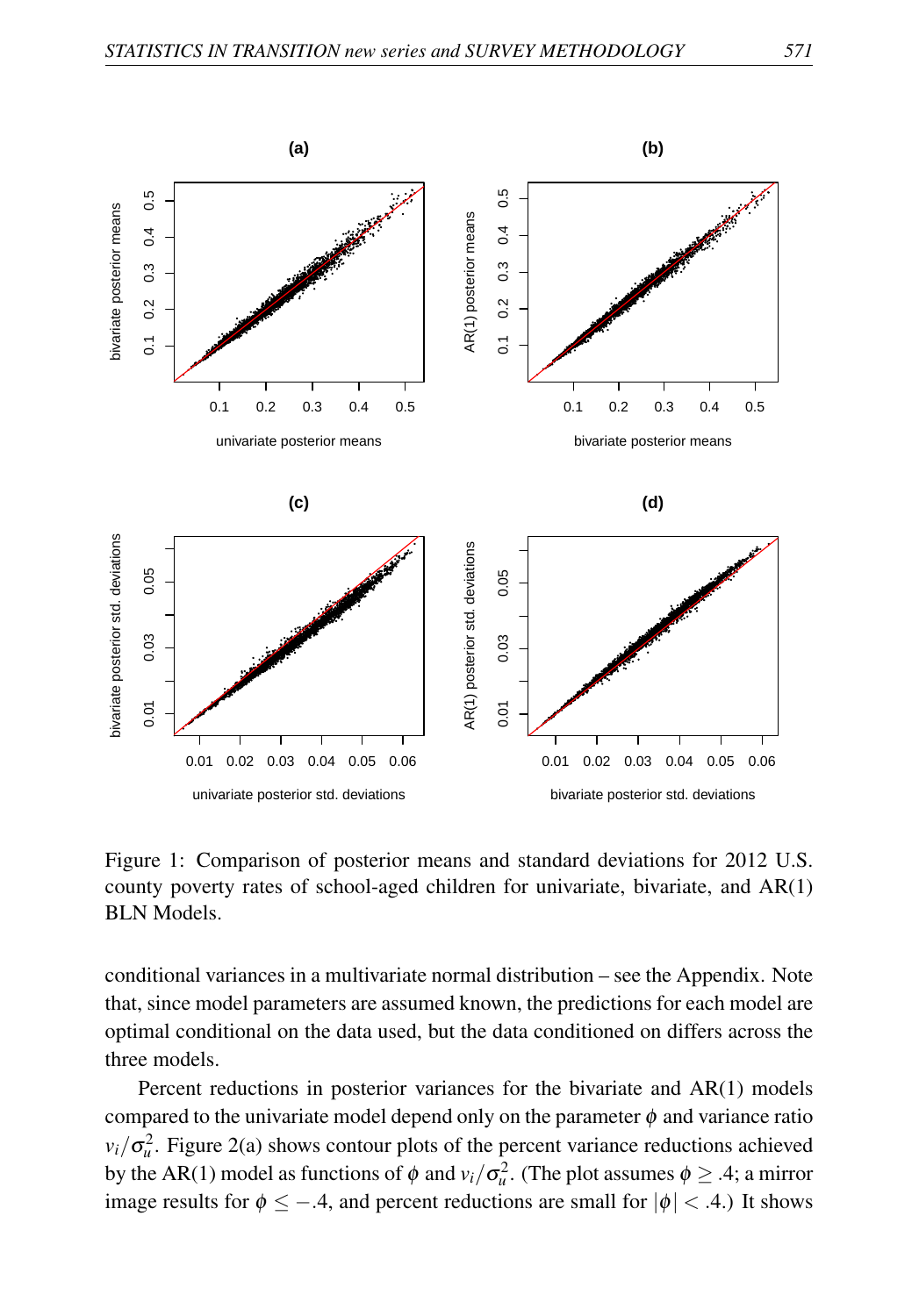Figure 1: Comparison of posterior means and standard deviations for 2012 U.S. county poverty rates of school-aged children for univariate, bivariate, and AR(1) BLN Models.

conditional variances in a multivariate normal distribution – see the Appendix. Note that, since model parameters are assumed known, the predictions for each model are optimal conditional on the data used, but the data conditioned on differs across the three models.

Percent reductions in posterior variances for the bivariate and AR(1) models compared to the univariate model depend only on the parameter $\phi$ and variance ratio $v_i/\sigma_u^2$. Figure 2(a) shows contour plots of the percent variance reductions achieved by the AR(1) model as functions of $\phi$ and $v_i/\sigma_u^2$. (The plot assumes $\phi \geq .4$; a mirror image results for $\phi \leq -.4$, and percent reductions are small for $|\phi| < .4$.) It shows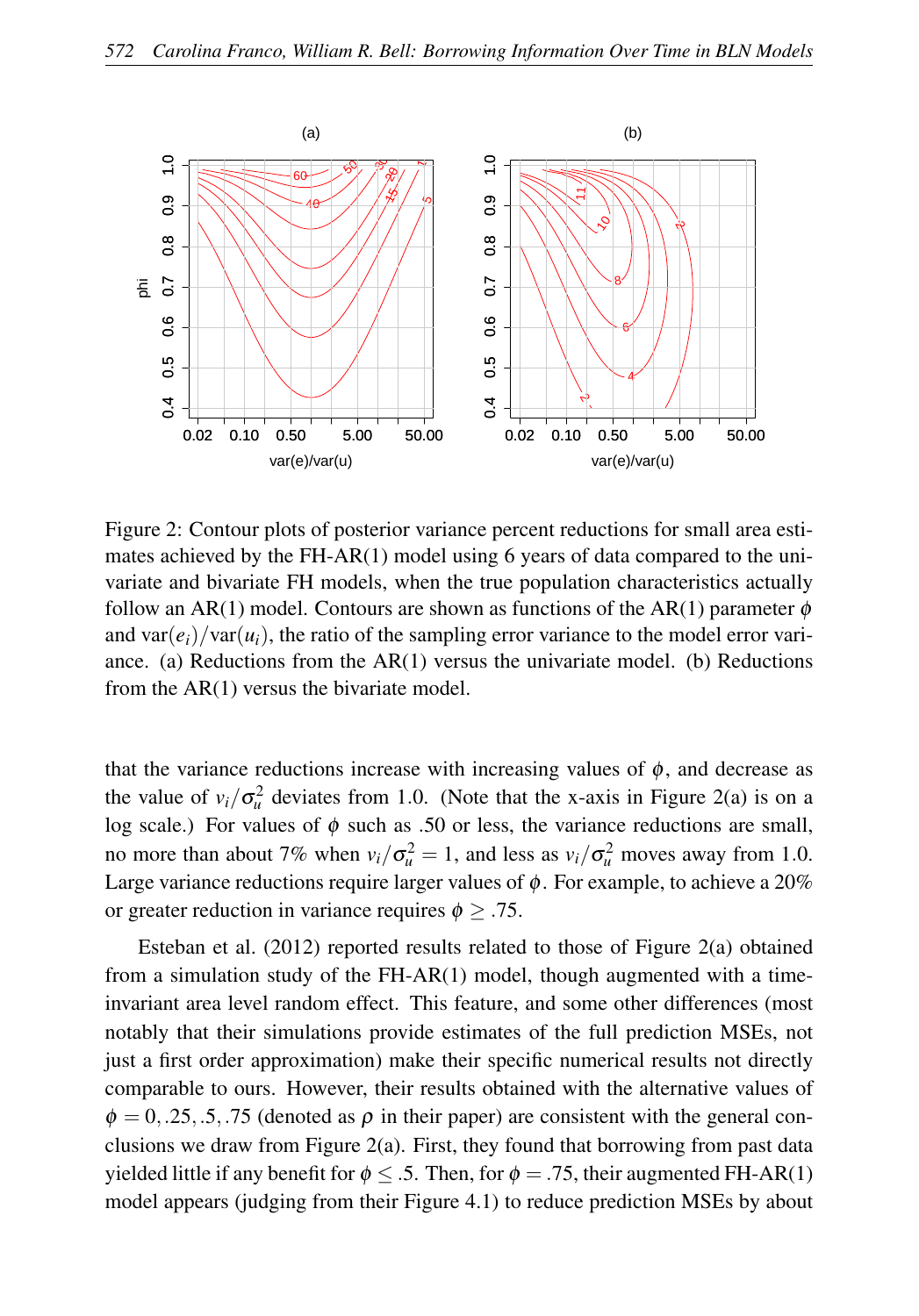Figure 2: Contour plots of posterior variance percent reductions for small area estimates achieved by the FH-AR(1) model using 6 years of data compared to the univariate and bivariate FH models, when the true population characteristics actually follow an AR(1) model. Contours are shown as functions of the AR(1) parameter $\phi$ and $\text{var}(e_i)/\text{var}(u_i)$, the ratio of the sampling error variance to the model error variance. (a) Reductions from the AR(1) versus the univariate model. (b) Reductions from the AR(1) versus the bivariate model.

that the variance reductions increase with increasing values of $\phi$, and decrease as the value of $v_i/\sigma_u^2$ deviates from 1.0. (Note that the x-axis in Figure 2(a) is on a log scale.) For values of $\phi$ such as .50 or less, the variance reductions are small, no more than about 7% when $v_i/\sigma_u^2 = 1$, and less as $v_i/\sigma_u^2$ moves away from 1.0. Large variance reductions require larger values of $\phi$. For example, to achieve a 20% or greater reduction in variance requires $\phi \geq .75$.

Esteban et al. (2012) reported results related to those of Figure 2(a) obtained from a simulation study of the FH-AR(1) model, though augmented with a time-invariant area level random effect. This feature, and some other differences (most notably that their simulations provide estimates of the full prediction MSEs, not just a first order approximation) make their specific numerical results not directly comparable to ours. However, their results obtained with the alternative values of $\phi = 0, .25, .5, .75$ (denoted as $\rho$ in their paper) are consistent with the general conclusions we draw from Figure 2(a). First, they found that borrowing from past data yielded little if any benefit for $\phi \leq .5$. Then, for $\phi = .75$, their augmented FH-AR(1) model appears (judging from their Figure 4.1) to reduce prediction MSEs by about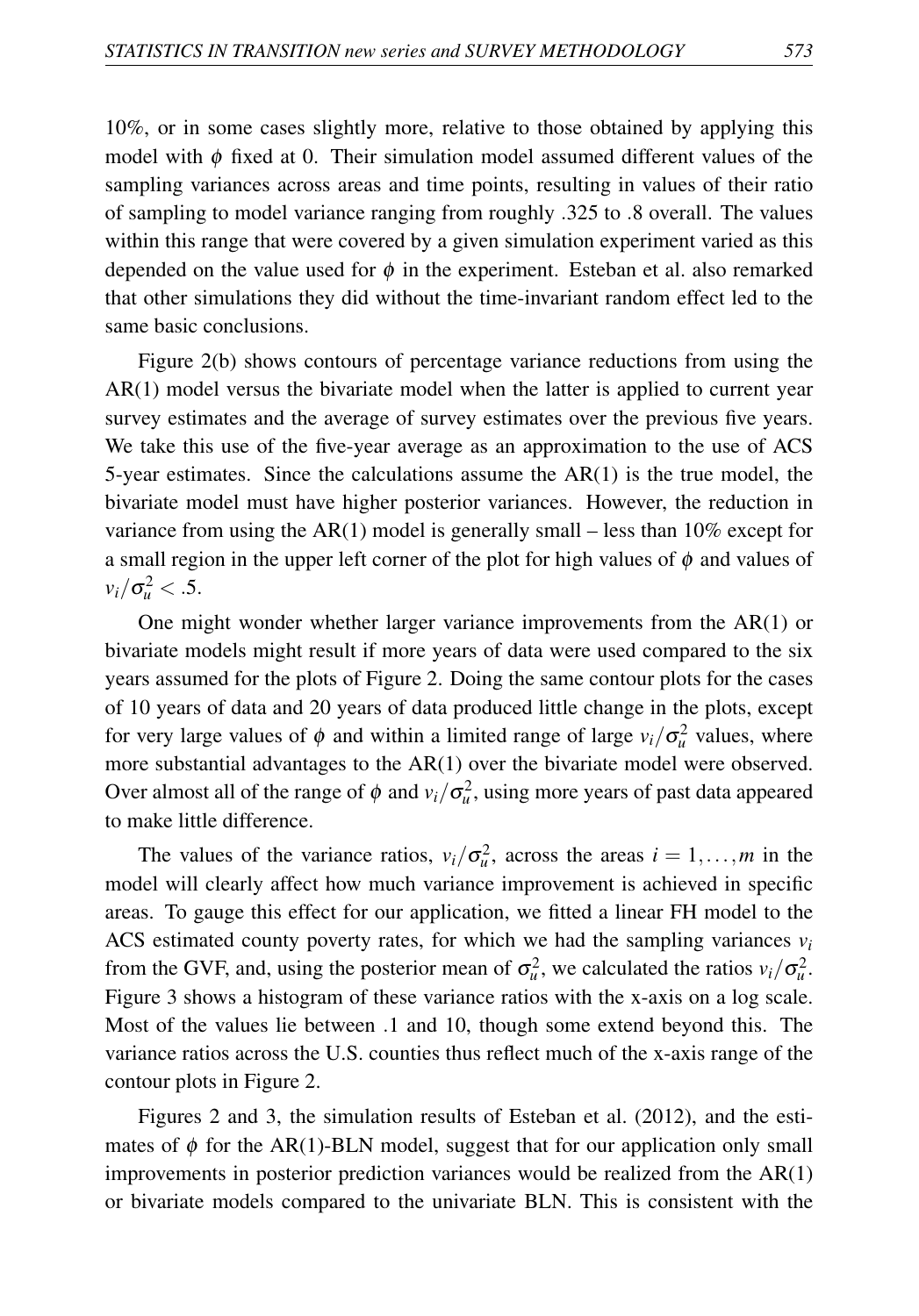10%, or in some cases slightly more, relative to those obtained by applying this model with $\phi$ fixed at 0. Their simulation model assumed different values of the sampling variances across areas and time points, resulting in values of their ratio of sampling to model variance ranging from roughly .325 to .8 overall. The values within this range that were covered by a given simulation experiment varied as this depended on the value used for $\phi$ in the experiment. Esteban et al. also remarked that other simulations they did without the time-invariant random effect led to the same basic conclusions.

Figure 2(b) shows contours of percentage variance reductions from using the AR(1) model versus the bivariate model when the latter is applied to current year survey estimates and the average of survey estimates over the previous five years. We take this use of the five-year average as an approximation to the use of ACS 5-year estimates. Since the calculations assume the AR(1) is the true model, the bivariate model must have higher posterior variances. However, the reduction in variance from using the AR(1) model is generally small – less than 10% except for a small region in the upper left corner of the plot for high values of $\phi$ and values of $v_i/\sigma_u^2 < .5$.

One might wonder whether larger variance improvements from the AR(1) or bivariate models might result if more years of data were used compared to the six years assumed for the plots of Figure 2. Doing the same contour plots for the cases of 10 years of data and 20 years of data produced little change in the plots, except for very large values of $\phi$ and within a limited range of large $v_i/\sigma_u^2$ values, where more substantial advantages to the AR(1) over the bivariate model were observed. Over almost all of the range of $\phi$ and $v_i/\sigma_u^2$, using more years of past data appeared to make little difference.

The values of the variance ratios, $v_i/\sigma_u^2$, across the areas $i = 1, \ldots, m$ in the model will clearly affect how much variance improvement is achieved in specific areas. To gauge this effect for our application, we fitted a linear FH model to the ACS estimated county poverty rates, for which we had the sampling variances $v_i$ from the GVF, and, using the posterior mean of $\sigma_u^2$, we calculated the ratios $v_i/\sigma_u^2$. Figure 3 shows a histogram of these variance ratios with the x-axis on a log scale. Most of the values lie between .1 and 10, though some extend beyond this. The variance ratios across the U.S. counties thus reflect much of the x-axis range of the contour plots in Figure 2.

Figures 2 and 3, the simulation results of Esteban et al. (2012), and the estimates of $\phi$ for the AR(1)-BLN model, suggest that for our application only small improvements in posterior prediction variances would be realized from the AR(1) or bivariate models compared to the univariate BLN. This is consistent with the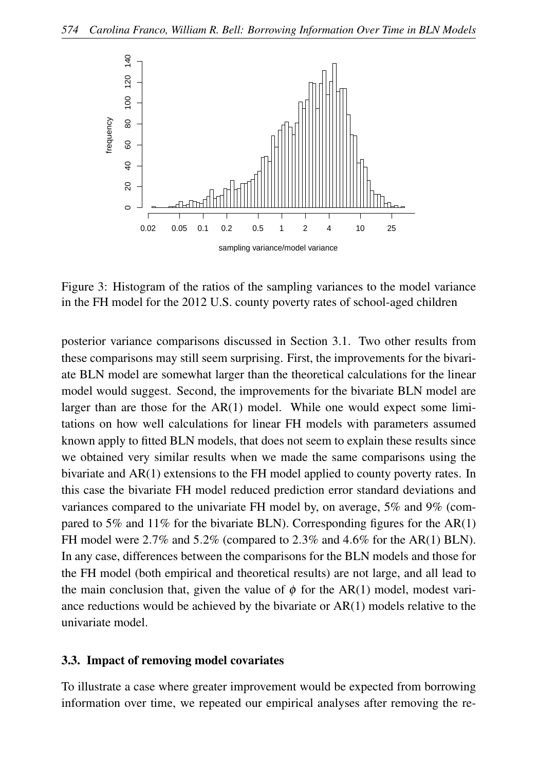Figure 3: Histogram of the ratios of the sampling variances to the model variance in the FH model for the 2012 U.S. county poverty rates of school-aged children

posterior variance comparisons discussed in Section 3.1. Two other results from these comparisons may still seem surprising. First, the improvements for the bivariate BLN model are somewhat larger than the theoretical calculations for the linear model would suggest. Second, the improvements for the bivariate BLN model are larger than are those for the AR(1) model. While one would expect some limitations on how well calculations for linear FH models with parameters assumed known apply to fitted BLN models, that does not seem to explain these results since we obtained very similar results when we made the same comparisons using the bivariate and AR(1) extensions to the FH model applied to county poverty rates. In this case the bivariate FH model reduced prediction error standard deviations and variances compared to the univariate FH model by, on average, 5% and 9% (compared to 5% and 11% for the bivariate BLN). Corresponding figures for the AR(1) FH model were 2.7% and 5.2% (compared to 2.3% and 4.6% for the AR(1) BLN). In any case, differences between the comparisons for the BLN models and those for the FH model (both empirical and theoretical results) are not large, and all lead to the main conclusion that, given the value of $\phi$ for the AR(1) model, modest variance reductions would be achieved by the bivariate or AR(1) models relative to the univariate model.

### 3.3. Impact of removing model covariates

To illustrate a case where greater improvement would be expected from borrowing information over time, we repeated our empirical analyses after removing the re-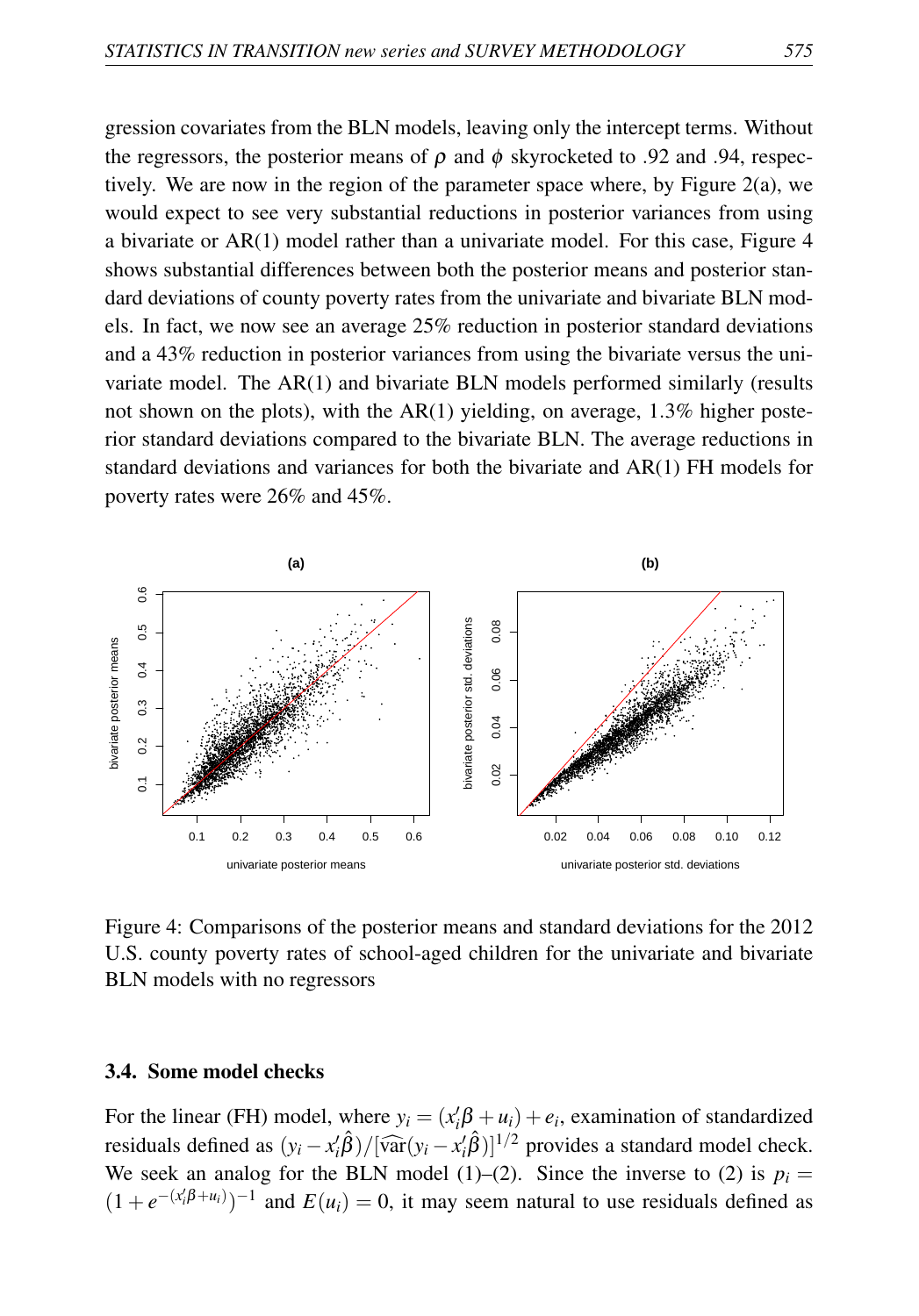gression covariates from the BLN models, leaving only the intercept terms. Without the regressors, the posterior means of $\rho$ and $\phi$ skyrocketed to .92 and .94, respectively. We are now in the region of the parameter space where, by Figure 2(a), we would expect to see very substantial reductions in posterior variances from using a bivariate or AR(1) model rather than a univariate model. For this case, Figure 4 shows substantial differences between both the posterior means and posterior standard deviations of county poverty rates from the univariate and bivariate BLN models. In fact, we now see an average 25% reduction in posterior standard deviations and a 43% reduction in posterior variances from using the bivariate versus the univariate model. The AR(1) and bivariate BLN models performed similarly (results not shown on the plots), with the AR(1) yielding, on average, 1.3% higher posterior standard deviations compared to the bivariate BLN. The average reductions in standard deviations and variances for both the bivariate and AR(1) FH models for poverty rates were 26% and 45%.

Figure 4: Comparisons of the posterior means and standard deviations for the 2012 U.S. county poverty rates of school-aged children for the univariate and bivariate BLN models with no regressors

### 3.4. Some model checks

For the linear (FH) model, where $y_i = (x_i'\beta + u_i) + e_i$, examination of standardized residuals defined as $(y_i - x_i'\hat{\beta})/[\widehat{\text{var}}(y_i - x_i'\hat{\beta})]^{1/2}$ provides a standard model check. We seek an analog for the BLN model (1)–(2). Since the inverse to (2) is $p_i = (1 + e^{-(x_i'\beta + u_i)})^{-1}$ and $E(u_i) = 0$, it may seem natural to use residuals defined as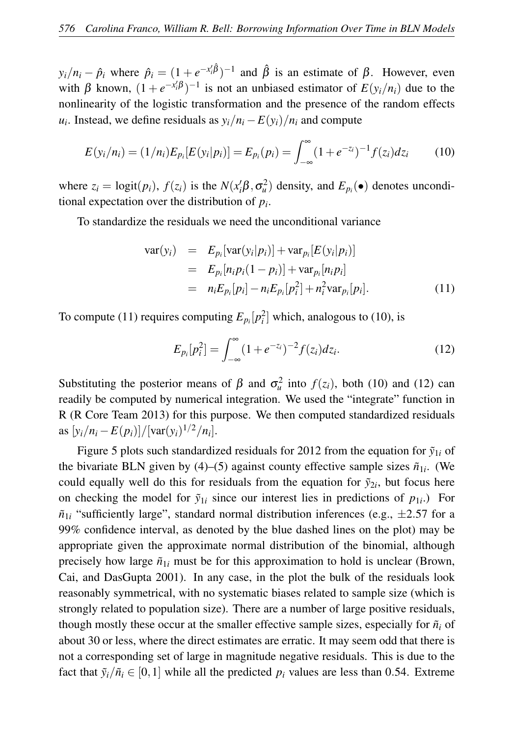$y_i/n_i - \hat{p}_i$ where $\hat{p}_i = (1+e^{-x_i'\hat{\beta}})^{-1}$ and $\hat{\beta}$ is an estimate of $\beta$. However, even with $\beta$ known, $(1+e^{-x_i'\beta})^{-1}$ is not an unbiased estimator of $E(y_i/n_i)$ due to the nonlinearity of the logistic transformation and the presence of the random effects $u_i$. Instead, we define residuals as $y_i/n_i - E(y_i)/n_i$ and compute

$$E(y_i/n_i) = (1/n_i)E_{p_i}[E(y_i|p_i)] = E_{p_i}(p_i) = \int_{-\infty}^{\infty}(1+e^{-z_i})^{-1}f(z_i)dz_i \qquad (10)$$

where $z_i = \text{logit}(p_i)$, $f(z_i)$ is the $N(x_i'\beta, \sigma_u^2)$ density, and $E_{p_i}(\bullet)$ denotes unconditional expectation over the distribution of $p_i$.

To standardize the residuals we need the unconditional variance

$$\begin{aligned}
\text{var}(y_i) &= E_{p_i}[\text{var}(y_i|p_i)] + \text{var}_{p_i}[E(y_i|p_i)] \\
&= E_{p_i}[n_i p_i(1-p_i)] + \text{var}_{p_i}[n_i p_i] \\
&= n_i E_{p_i}[p_i] - n_i E_{p_i}[p_i^2] + n_i^2 \text{var}_{p_i}[p_i]. \qquad (11)
\end{aligned}$$

To compute (11) requires computing $E_{p_i}[p_i^2]$ which, analogous to (10), is

$$E_{p_i}[p_i^2] = \int_{-\infty}^{\infty}(1+e^{-z_i})^{-2}f(z_i)dz_i. \qquad (12)$$

Substituting the posterior means of $\beta$ and $\sigma_u^2$ into $f(z_i)$, both (10) and (12) can readily be computed by numerical integration. We used the "integrate" function in R (R Core Team 2013) for this purpose. We then computed standardized residuals as $[y_i/n_i - E(p_i)]/[\text{var}(y_i)^{1/2}/n_i]$.

Figure 5 plots such standardized residuals for 2012 from the equation for $\tilde{y}_{1i}$ of the bivariate BLN given by (4)–(5) against county effective sample sizes $\tilde{n}_{1i}$. (We could equally well do this for residuals from the equation for $\tilde{y}_{2i}$, but focus here on checking the model for $\tilde{y}_{1i}$ since our interest lies in predictions of $p_{1i}$.) For $\tilde{n}_{1i}$ "sufficiently large", standard normal distribution inferences (e.g., $\pm 2.57$ for a 99% confidence interval, as denoted by the blue dashed lines on the plot) may be appropriate given the approximate normal distribution of the binomial, although precisely how large $\tilde{n}_{1i}$ must be for this approximation to hold is unclear (Brown, Cai, and DasGupta 2001). In any case, in the plot the bulk of the residuals look reasonably symmetrical, with no systematic biases related to sample size (which is strongly related to population size). There are a number of large positive residuals, though mostly these occur at the smaller effective sample sizes, especially for $\tilde{n}_i$ of about 30 or less, where the direct estimates are erratic. It may seem odd that there is not a corresponding set of large in magnitude negative residuals. This is due to the fact that $\tilde{y}_i/\tilde{n}_i \in [0,1]$ while all the predicted $p_i$ values are less than 0.54. Extreme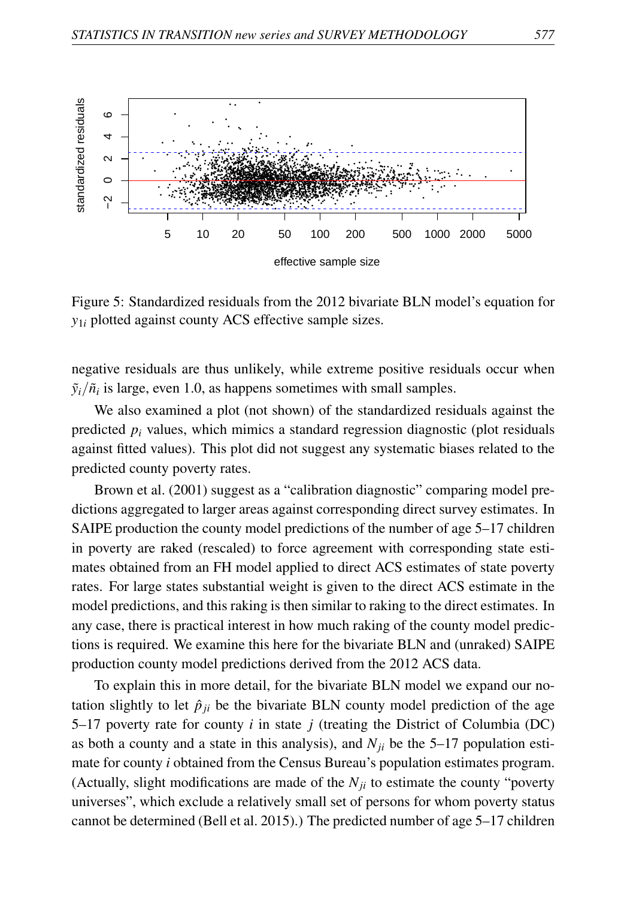Figure 5: Standardized residuals from the 2012 bivariate BLN model's equation for $y_{1i}$ plotted against county ACS effective sample sizes.

negative residuals are thus unlikely, while extreme positive residuals occur when $\tilde{y}_i/\tilde{n}_i$ is large, even 1.0, as happens sometimes with small samples.

We also examined a plot (not shown) of the standardized residuals against the predicted $p_i$ values, which mimics a standard regression diagnostic (plot residuals against fitted values). This plot did not suggest any systematic biases related to the predicted county poverty rates.

Brown et al. (2001) suggest as a "calibration diagnostic" comparing model predictions aggregated to larger areas against corresponding direct survey estimates. In SAIPE production the county model predictions of the number of age 5–17 children in poverty are raked (rescaled) to force agreement with corresponding state estimates obtained from an FH model applied to direct ACS estimates of state poverty rates. For large states substantial weight is given to the direct ACS estimate in the model predictions, and this raking is then similar to raking to the direct estimates. In any case, there is practical interest in how much raking of the county model predictions is required. We examine this here for the bivariate BLN and (unraked) SAIPE production county model predictions derived from the 2012 ACS data.

To explain this in more detail, for the bivariate BLN model we expand our notation slightly to let $\hat{p}_{ji}$ be the bivariate BLN county model prediction of the age 5–17 poverty rate for county $i$ in state $j$ (treating the District of Columbia (DC) as both a county and a state in this analysis), and $N_{ji}$ be the 5–17 population estimate for county $i$ obtained from the Census Bureau's population estimates program. (Actually, slight modifications are made of the $N_{ji}$ to estimate the county "poverty universes", which exclude a relatively small set of persons for whom poverty status cannot be determined (Bell et al. 2015).) The predicted number of age 5–17 children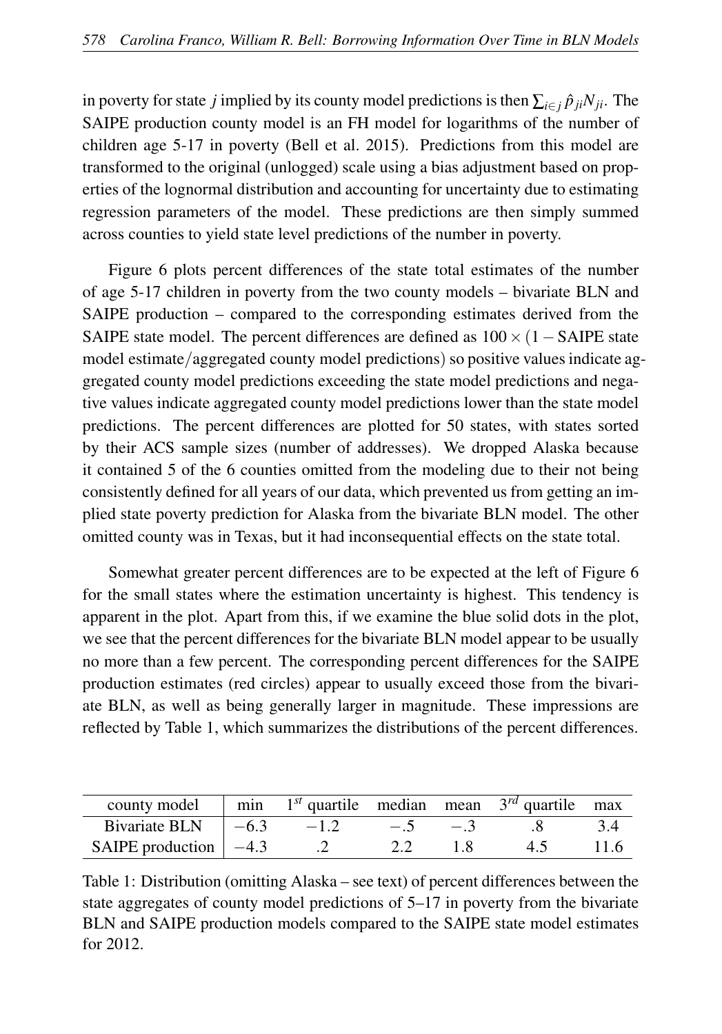in poverty for state $j$ implied by its county model predictions is then $\sum_{i \in j} \hat{p}_{ji} N_{ji}$. The SAIPE production county model is an FH model for logarithms of the number of children age 5-17 in poverty (Bell et al. 2015). Predictions from this model are transformed to the original (unlogged) scale using a bias adjustment based on properties of the lognormal distribution and accounting for uncertainty due to estimating regression parameters of the model. These predictions are then simply summed across counties to yield state level predictions of the number in poverty.

Figure 6 plots percent differences of the state total estimates of the number of age 5-17 children in poverty from the two county models – bivariate BLN and SAIPE production – compared to the corresponding estimates derived from the SAIPE state model. The percent differences are defined as $100 \times (1 - \text{SAIPE state model estimate}/\text{aggregated county model predictions})$ so positive values indicate aggregated county model predictions exceeding the state model predictions and negative values indicate aggregated county model predictions lower than the state model predictions. The percent differences are plotted for 50 states, with states sorted by their ACS sample sizes (number of addresses). We dropped Alaska because it contained 5 of the 6 counties omitted from the modeling due to their not being consistently defined for all years of our data, which prevented us from getting an implied state poverty prediction for Alaska from the bivariate BLN model. The other omitted county was in Texas, but it had inconsequential effects on the state total.

Somewhat greater percent differences are to be expected at the left of Figure 6 for the small states where the estimation uncertainty is highest. This tendency is apparent in the plot. Apart from this, if we examine the blue solid dots in the plot, we see that the percent differences for the bivariate BLN model appear to be usually no more than a few percent. The corresponding percent differences for the SAIPE production estimates (red circles) appear to usually exceed those from the bivariate BLN, as well as being generally larger in magnitude. These impressions are reflected by Table 1, which summarizes the distributions of the percent differences.

| county model | min | $1^{st}$ quartile | median | mean | $3^{rd}$ quartile | max |
|---|---|---|---|---|---|---|
| Bivariate BLN | $-6.3$ | $-1.2$ | $-.5$ | $-.3$ | .8 | 3.4 |
| SAIPE production | $-4.3$ | .2 | 2.2 | 1.8 | 4.5 | 11.6 |

Table 1: Distribution (omitting Alaska – see text) of percent differences between the state aggregates of county model predictions of 5–17 in poverty from the bivariate BLN and SAIPE production models compared to the SAIPE state model estimates for 2012.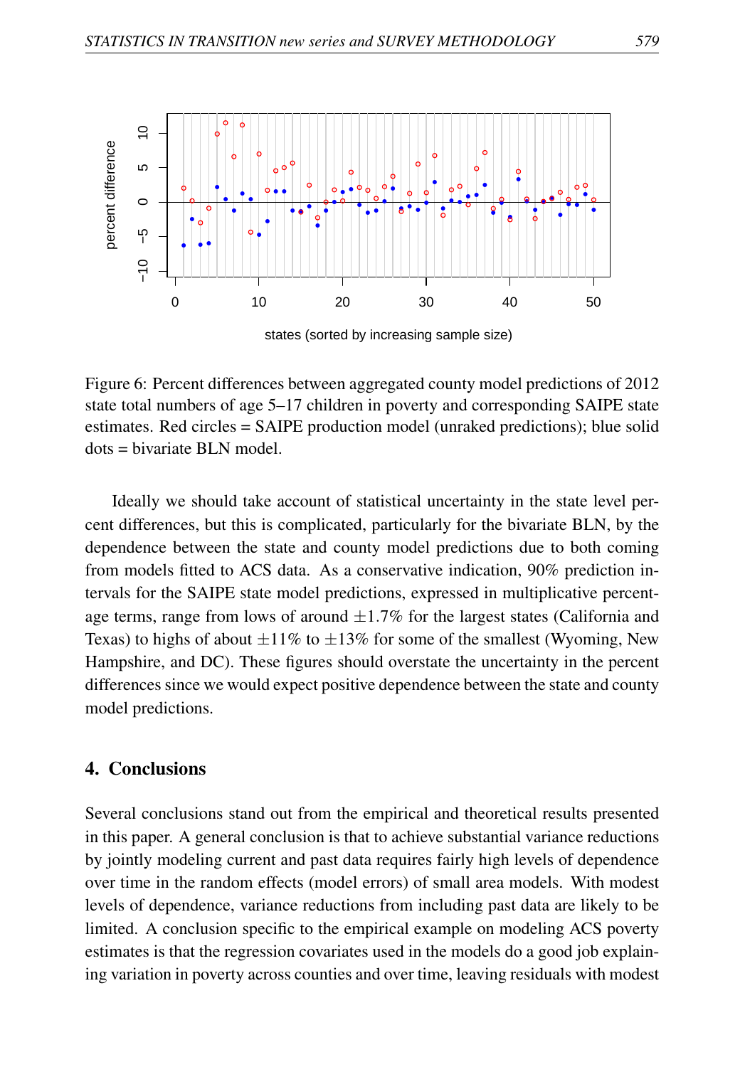Figure 6: Percent differences between aggregated county model predictions of 2012 state total numbers of age 5–17 children in poverty and corresponding SAIPE state estimates. Red circles = SAIPE production model (unraked predictions); blue solid dots = bivariate BLN model.

Ideally we should take account of statistical uncertainty in the state level percent differences, but this is complicated, particularly for the bivariate BLN, by the dependence between the state and county model predictions due to both coming from models fitted to ACS data. As a conservative indication, 90% prediction intervals for the SAIPE state model predictions, expressed in multiplicative percentage terms, range from lows of around $\pm 1.7\%$ for the largest states (California and Texas) to highs of about $\pm 11\%$ to $\pm 13\%$ for some of the smallest (Wyoming, New Hampshire, and DC). These figures should overstate the uncertainty in the percent differences since we would expect positive dependence between the state and county model predictions.

## 4. Conclusions

Several conclusions stand out from the empirical and theoretical results presented in this paper. A general conclusion is that to achieve substantial variance reductions by jointly modeling current and past data requires fairly high levels of dependence over time in the random effects (model errors) of small area models. With modest levels of dependence, variance reductions from including past data are likely to be limited. A conclusion specific to the empirical example on modeling ACS poverty estimates is that the regression covariates used in the models do a good job explaining variation in poverty across counties and over time, leaving residuals with modest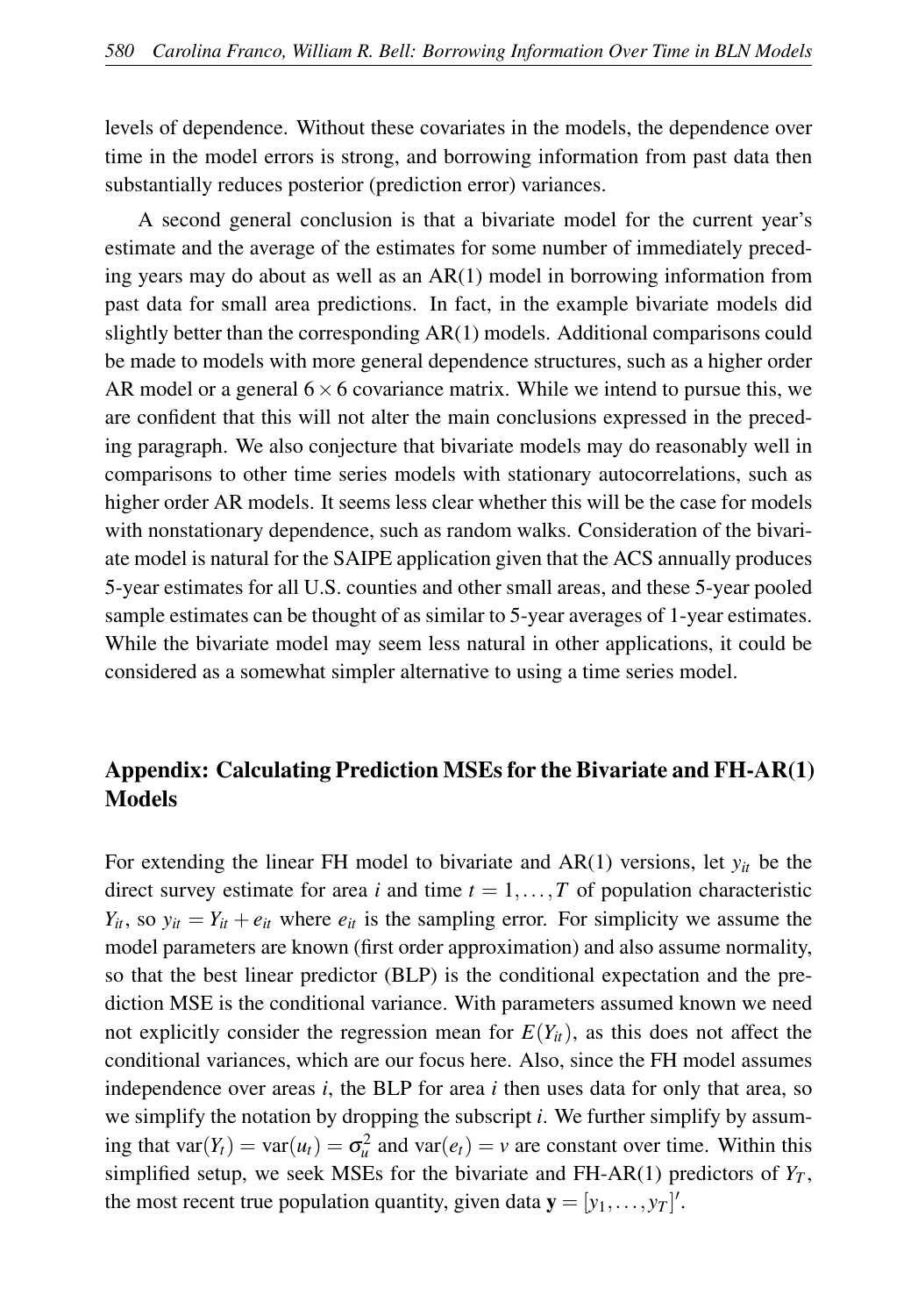levels of dependence. Without these covariates in the models, the dependence over time in the model errors is strong, and borrowing information from past data then substantially reduces posterior (prediction error) variances.

A second general conclusion is that a bivariate model for the current year's estimate and the average of the estimates for some number of immediately preceding years may do about as well as an AR(1) model in borrowing information from past data for small area predictions. In fact, in the example bivariate models did slightly better than the corresponding AR(1) models. Additional comparisons could be made to models with more general dependence structures, such as a higher order AR model or a general $6 \times 6$ covariance matrix. While we intend to pursue this, we are confident that this will not alter the main conclusions expressed in the preceding paragraph. We also conjecture that bivariate models may do reasonably well in comparisons to other time series models with stationary autocorrelations, such as higher order AR models. It seems less clear whether this will be the case for models with nonstationary dependence, such as random walks. Consideration of the bivariate model is natural for the SAIPE application given that the ACS annually produces 5-year estimates for all U.S. counties and other small areas, and these 5-year pooled sample estimates can be thought of as similar to 5-year averages of 1-year estimates. While the bivariate model may seem less natural in other applications, it could be considered as a somewhat simpler alternative to using a time series model.

## Appendix: Calculating Prediction MSEs for the Bivariate and FH-AR(1) Models

For extending the linear FH model to bivariate and AR(1) versions, let $y_{it}$ be the direct survey estimate for area $i$ and time $t = 1, \ldots, T$ of population characteristic $Y_{it}$, so $y_{it} = Y_{it} + e_{it}$ where $e_{it}$ is the sampling error. For simplicity we assume the model parameters are known (first order approximation) and also assume normality, so that the best linear predictor (BLP) is the conditional expectation and the prediction MSE is the conditional variance. With parameters assumed known we need not explicitly consider the regression mean for $E(Y_{it})$, as this does not affect the conditional variances, which are our focus here. Also, since the FH model assumes independence over areas $i$, the BLP for area $i$ then uses data for only that area, so we simplify the notation by dropping the subscript $i$. We further simplify by assuming that $\text{var}(Y_t) = \text{var}(u_t) = \sigma_u^2$ and $\text{var}(e_t) = v$ are constant over time. Within this simplified setup, we seek MSEs for the bivariate and FH-AR(1) predictors of $Y_T$, the most recent true population quantity, given data $\mathbf{y} = [y_1, \ldots, y_T]'$.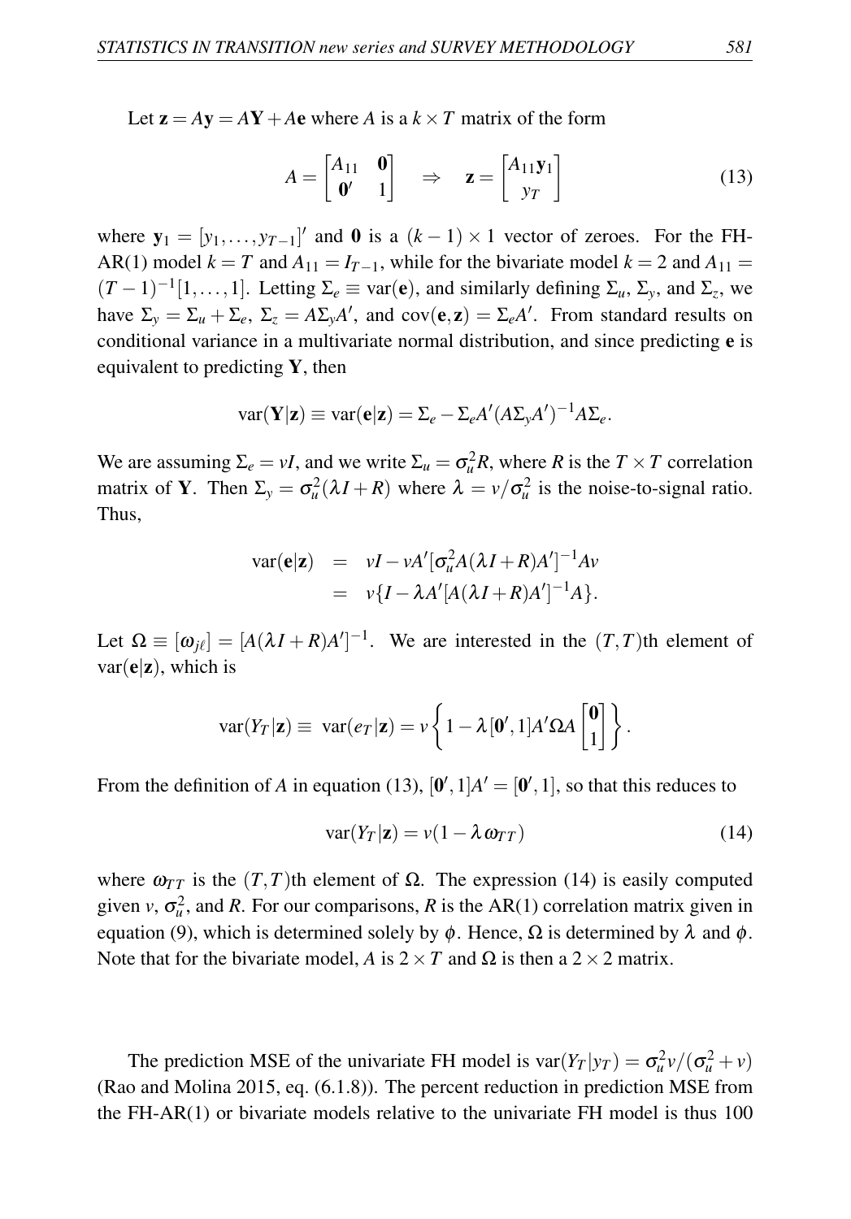Let $\mathbf{z} = A\mathbf{y} = A\mathbf{Y} + A\mathbf{e}$ where $A$ is a $k \times T$ matrix of the form

$$A = \begin{bmatrix} A_{11} & \mathbf{0} \\ \mathbf{0}' & 1 \end{bmatrix} \quad \Rightarrow \quad \mathbf{z} = \begin{bmatrix} A_{11}\mathbf{y}_1 \\ y_T \end{bmatrix} \tag{13}$$

where $\mathbf{y}_1 = [y_1, \ldots, y_{T-1}]'$ and $\mathbf{0}$ is a $(k-1) \times 1$ vector of zeroes. For the FH-AR(1) model $k = T$ and $A_{11} = I_{T-1}$, while for the bivariate model $k = 2$ and $A_{11} = (T-1)^{-1}[1, \ldots, 1]$. Letting $\Sigma_e \equiv \text{var}(\mathbf{e})$, and similarly defining $\Sigma_u$, $\Sigma_y$, and $\Sigma_z$, we have $\Sigma_y = \Sigma_u + \Sigma_e$, $\Sigma_z = A\Sigma_y A'$, and $\text{cov}(\mathbf{e}, \mathbf{z}) = \Sigma_e A'$. From standard results on conditional variance in a multivariate normal distribution, and since predicting $\mathbf{e}$ is equivalent to predicting $\mathbf{Y}$, then

$$\text{var}(\mathbf{Y}|\mathbf{z}) \equiv \text{var}(\mathbf{e}|\mathbf{z}) = \Sigma_e - \Sigma_e A'(A\Sigma_y A')^{-1} A\Sigma_e.$$

We are assuming $\Sigma_e = vI$, and we write $\Sigma_u = \sigma_u^2 R$, where $R$ is the $T \times T$ correlation matrix of $\mathbf{Y}$. Then $\Sigma_y = \sigma_u^2(\lambda I + R)$ where $\lambda = v/\sigma_u^2$ is the noise-to-signal ratio. Thus,

$$\begin{aligned} \text{var}(\mathbf{e}|\mathbf{z}) &= vI - vA'[\sigma_u^2 A(\lambda I + R)A']^{-1} Av \\ &= v\{I - \lambda A'[A(\lambda I + R)A']^{-1} A\}. \end{aligned}$$

Let $\Omega \equiv [\omega_{j\ell}] = [A(\lambda I + R)A']^{-1}$. We are interested in the $(T,T)$th element of $\text{var}(\mathbf{e}|\mathbf{z})$, which is

$$\text{var}(Y_T|\mathbf{z}) \equiv \text{var}(e_T|\mathbf{z}) = v\left\{1 - \lambda[\mathbf{0}', 1]A'\Omega A \begin{bmatrix} \mathbf{0} \\ 1 \end{bmatrix}\right\}.$$

From the definition of $A$ in equation (13), $[\mathbf{0}', 1]A' = [\mathbf{0}', 1]$, so that this reduces to

$$\text{var}(Y_T|\mathbf{z}) = v(1 - \lambda\,\omega_{TT}) \tag{14}$$

where $\omega_{TT}$ is the $(T,T)$th element of $\Omega$. The expression (14) is easily computed given $v$, $\sigma_u^2$, and $R$. For our comparisons, $R$ is the AR(1) correlation matrix given in equation (9), which is determined solely by $\phi$. Hence, $\Omega$ is determined by $\lambda$ and $\phi$. Note that for the bivariate model, $A$ is $2 \times T$ and $\Omega$ is then a $2 \times 2$ matrix.

The prediction MSE of the univariate FH model is $\text{var}(Y_T|y_T) = \sigma_u^2 v/(\sigma_u^2 + v)$ (Rao and Molina 2015, eq. (6.1.8)). The percent reduction in prediction MSE from the FH-AR(1) or bivariate models relative to the univariate FH model is thus 100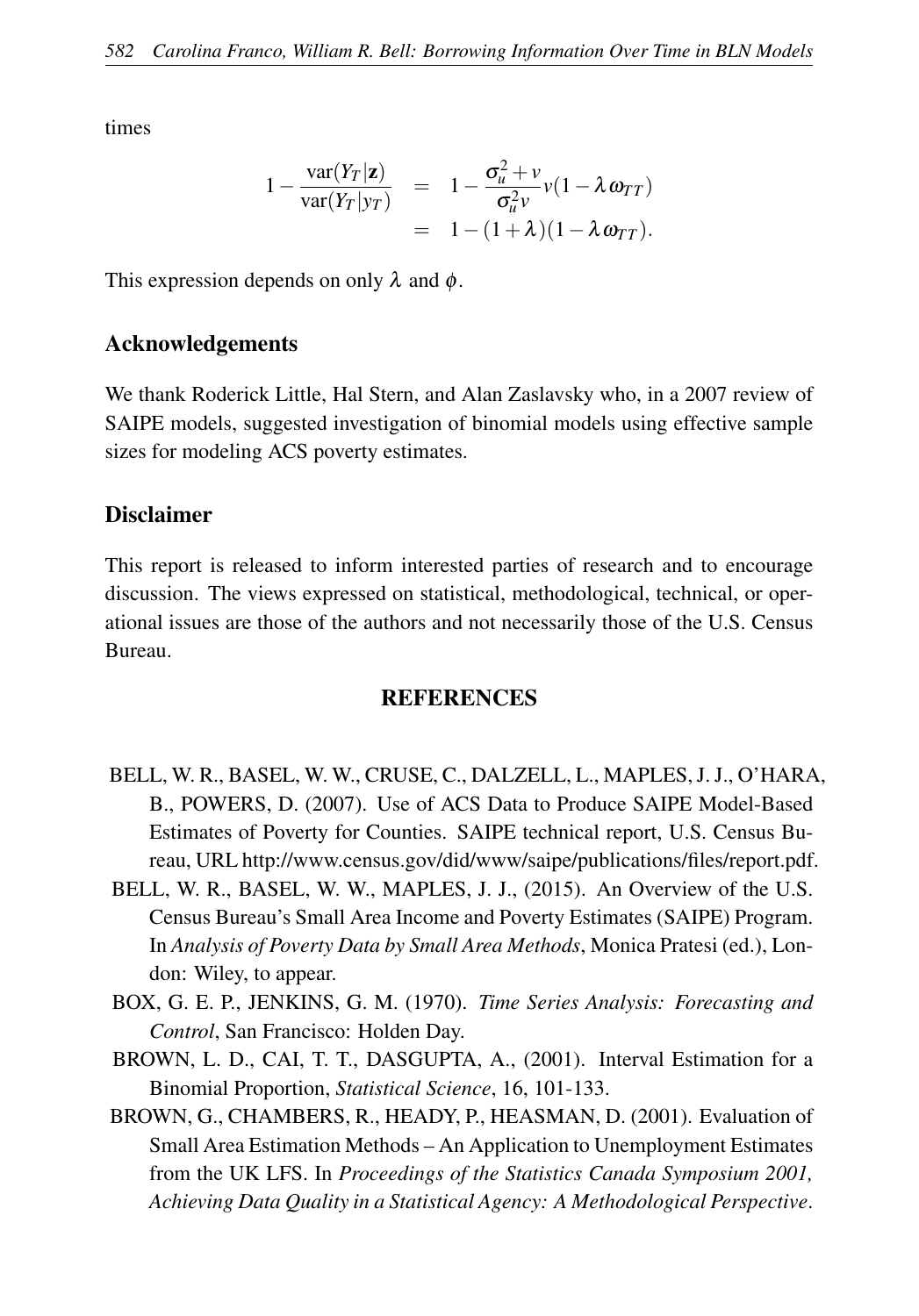times

$$
\begin{aligned}
1 - \frac{\mathrm{var}(Y_T|\mathbf{z})}{\mathrm{var}(Y_T|y_T)} &= 1 - \frac{\sigma_u^2 + v}{\sigma_u^2 v} v(1 - \lambda \omega_{TT}) \\
&= 1 - (1 + \lambda)(1 - \lambda \omega_{TT}).
\end{aligned}
$$

This expression depends on only $\lambda$ and $\phi$.

## Acknowledgements

We thank Roderick Little, Hal Stern, and Alan Zaslavsky who, in a 2007 review of SAIPE models, suggested investigation of binomial models using effective sample sizes for modeling ACS poverty estimates.

## Disclaimer

This report is released to inform interested parties of research and to encourage discussion. The views expressed on statistical, methodological, technical, or operational issues are those of the authors and not necessarily those of the U.S. Census Bureau.

## REFERENCES

BELL, W. R., BASEL, W. W., CRUSE, C., DALZELL, L., MAPLES, J. J., O'HARA, B., POWERS, D. (2007). Use of ACS Data to Produce SAIPE Model-Based Estimates of Poverty for Counties. SAIPE technical report, U.S. Census Bureau, URL http://www.census.gov/did/www/saipe/publications/files/report.pdf.

BELL, W. R., BASEL, W. W., MAPLES, J. J., (2015). An Overview of the U.S. Census Bureau's Small Area Income and Poverty Estimates (SAIPE) Program. In *Analysis of Poverty Data by Small Area Methods*, Monica Pratesi (ed.), London: Wiley, to appear.

BOX, G. E. P., JENKINS, G. M. (1970). *Time Series Analysis: Forecasting and Control*, San Francisco: Holden Day.

BROWN, L. D., CAI, T. T., DASGUPTA, A., (2001). Interval Estimation for a Binomial Proportion, *Statistical Science*, 16, 101-133.

BROWN, G., CHAMBERS, R., HEADY, P., HEASMAN, D. (2001). Evaluation of Small Area Estimation Methods – An Application to Unemployment Estimates from the UK LFS. In *Proceedings of the Statistics Canada Symposium 2001, Achieving Data Quality in a Statistical Agency: A Methodological Perspective*.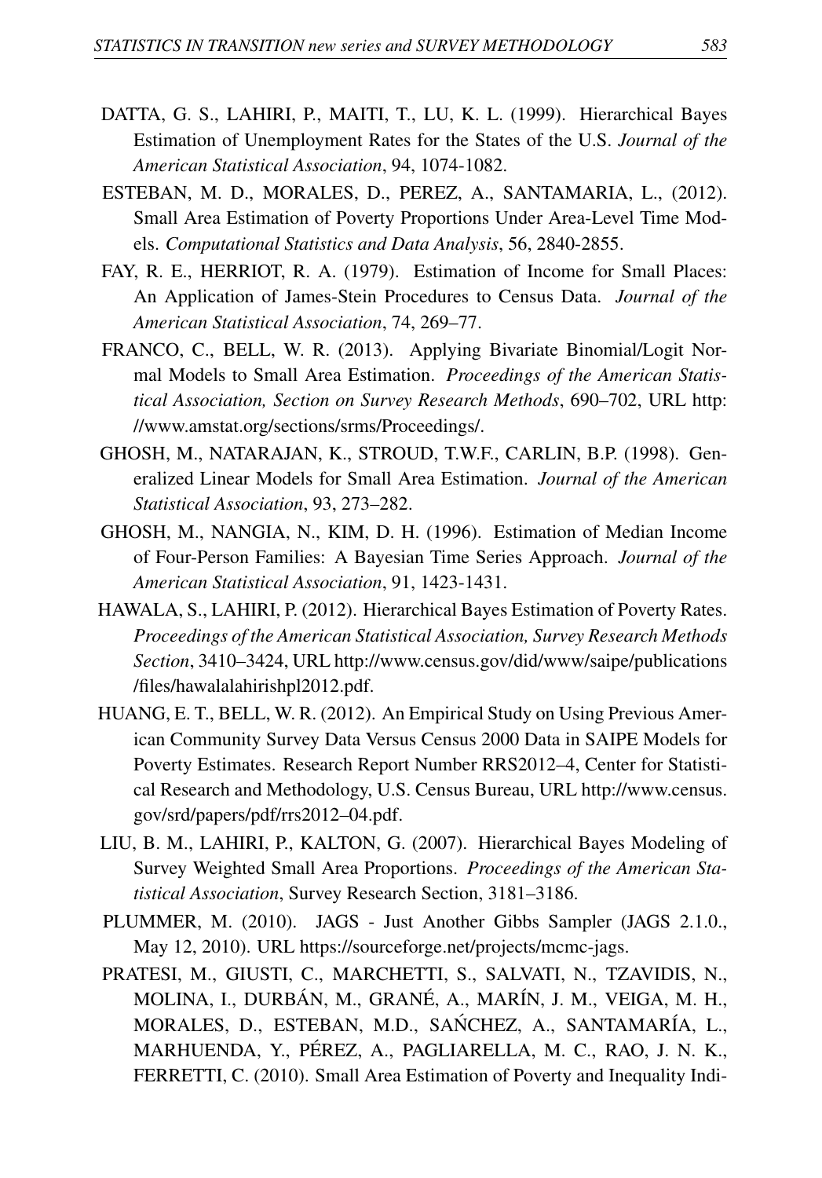DATTA, G. S., LAHIRI, P., MAITI, T., LU, K. L. (1999). Hierarchical Bayes Estimation of Unemployment Rates for the States of the U.S. *Journal of the American Statistical Association*, 94, 1074-1082.

ESTEBAN, M. D., MORALES, D., PEREZ, A., SANTAMARIA, L., (2012). Small Area Estimation of Poverty Proportions Under Area-Level Time Models. *Computational Statistics and Data Analysis*, 56, 2840-2855.

FAY, R. E., HERRIOT, R. A. (1979). Estimation of Income for Small Places: An Application of James-Stein Procedures to Census Data. *Journal of the American Statistical Association*, 74, 269–77.

FRANCO, C., BELL, W. R. (2013). Applying Bivariate Binomial/Logit Normal Models to Small Area Estimation. *Proceedings of the American Statistical Association, Section on Survey Research Methods*, 690–702, URL http://www.amstat.org/sections/srms/Proceedings/.

GHOSH, M., NATARAJAN, K., STROUD, T.W.F., CARLIN, B.P. (1998). Generalized Linear Models for Small Area Estimation. *Journal of the American Statistical Association*, 93, 273–282.

GHOSH, M., NANGIA, N., KIM, D. H. (1996). Estimation of Median Income of Four-Person Families: A Bayesian Time Series Approach. *Journal of the American Statistical Association*, 91, 1423-1431.

HAWALA, S., LAHIRI, P. (2012). Hierarchical Bayes Estimation of Poverty Rates. *Proceedings of the American Statistical Association, Survey Research Methods Section*, 3410–3424, URL http://www.census.gov/did/www/saipe/publications/files/hawalalahirishpl2012.pdf.

HUANG, E. T., BELL, W. R. (2012). An Empirical Study on Using Previous American Community Survey Data Versus Census 2000 Data in SAIPE Models for Poverty Estimates. Research Report Number RRS2012–4, Center for Statistical Research and Methodology, U.S. Census Bureau, URL http://www.census.gov/srd/papers/pdf/rrs2012–04.pdf.

LIU, B. M., LAHIRI, P., KALTON, G. (2007). Hierarchical Bayes Modeling of Survey Weighted Small Area Proportions. *Proceedings of the American Statistical Association*, Survey Research Section, 3181–3186.

PLUMMER, M. (2010). JAGS - Just Another Gibbs Sampler (JAGS 2.1.0., May 12, 2010). URL https://sourceforge.net/projects/mcmc-jags.

PRATESI, M., GIUSTI, C., MARCHETTI, S., SALVATI, N., TZAVIDIS, N., MOLINA, I., DURBÁN, M., GRANÉ, A., MARÍN, J. M., VEIGA, M. H., MORALES, D., ESTEBAN, M.D., SAŃCHEZ, A., SANTAMARÍA, L., MARHUENDA, Y., PÉREZ, A., PAGLIARELLA, M. C., RAO, J. N. K., FERRETTI, C. (2010). Small Area Estimation of Poverty and Inequality Indi-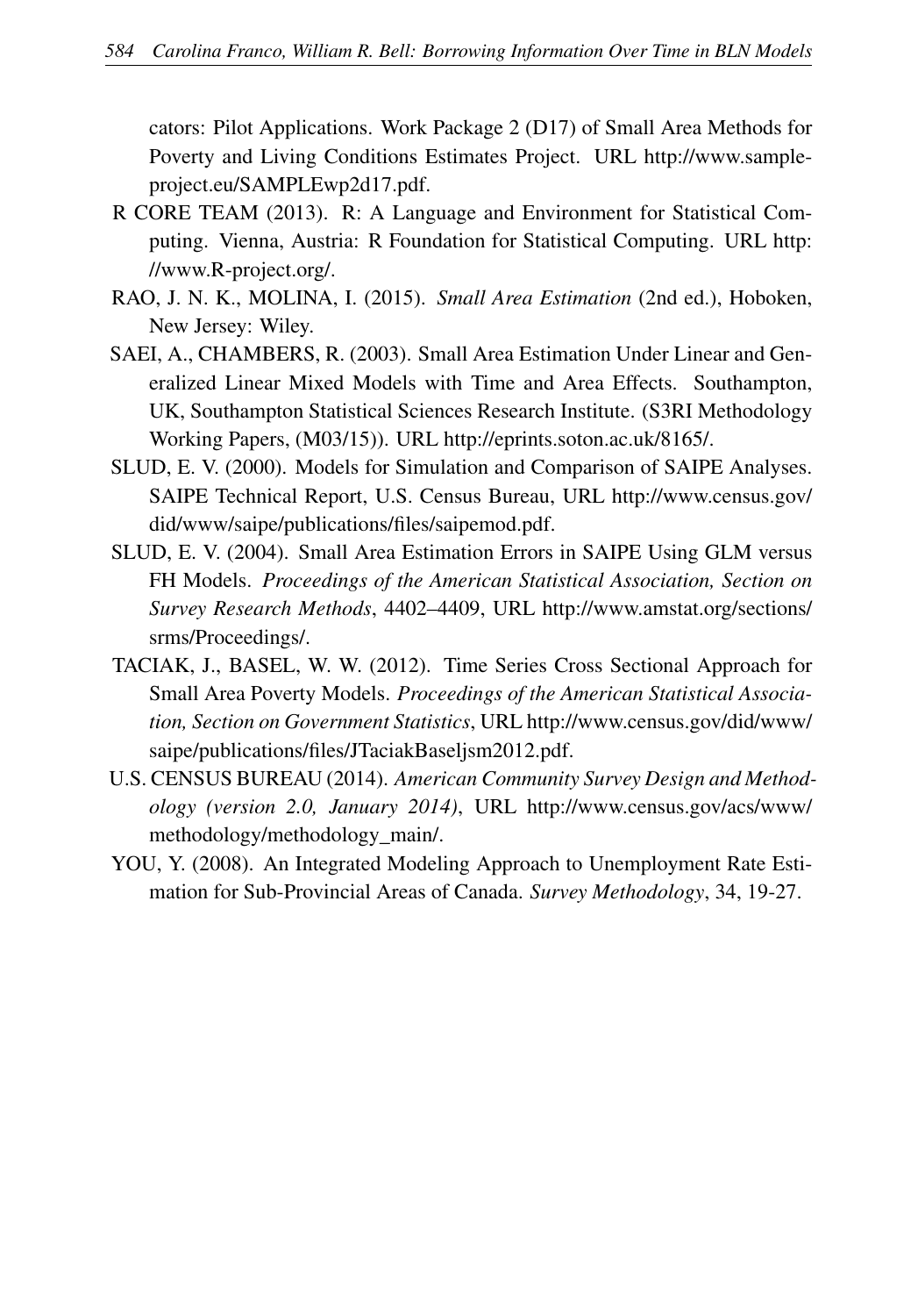cators: Pilot Applications. Work Package 2 (D17) of Small Area Methods for Poverty and Living Conditions Estimates Project. URL http://www.sample-project.eu/SAMPLEwp2d17.pdf.

R CORE TEAM (2013). R: A Language and Environment for Statistical Computing. Vienna, Austria: R Foundation for Statistical Computing. URL http://www.R-project.org/.

RAO, J. N. K., MOLINA, I. (2015). *Small Area Estimation* (2nd ed.), Hoboken, New Jersey: Wiley.

SAEI, A., CHAMBERS, R. (2003). Small Area Estimation Under Linear and Generalized Linear Mixed Models with Time and Area Effects. Southampton, UK, Southampton Statistical Sciences Research Institute. (S3RI Methodology Working Papers, (M03/15)). URL http://eprints.soton.ac.uk/8165/.

SLUD, E. V. (2000). Models for Simulation and Comparison of SAIPE Analyses. SAIPE Technical Report, U.S. Census Bureau, URL http://www.census.gov/did/www/saipe/publications/files/saipemod.pdf.

SLUD, E. V. (2004). Small Area Estimation Errors in SAIPE Using GLM versus FH Models. *Proceedings of the American Statistical Association, Section on Survey Research Methods*, 4402–4409, URL http://www.amstat.org/sections/srms/Proceedings/.

TACIAK, J., BASEL, W. W. (2012). Time Series Cross Sectional Approach for Small Area Poverty Models. *Proceedings of the American Statistical Association, Section on Government Statistics*, URL http://www.census.gov/did/www/saipe/publications/files/JTaciakBaseljsm2012.pdf.

U.S. CENSUS BUREAU (2014). *American Community Survey Design and Methodology (version 2.0, January 2014)*, URL http://www.census.gov/acs/www/methodology/methodology_main/.

YOU, Y. (2008). An Integrated Modeling Approach to Unemployment Rate Estimation for Sub-Provincial Areas of Canada. *Survey Methodology*, 34, 19-27.